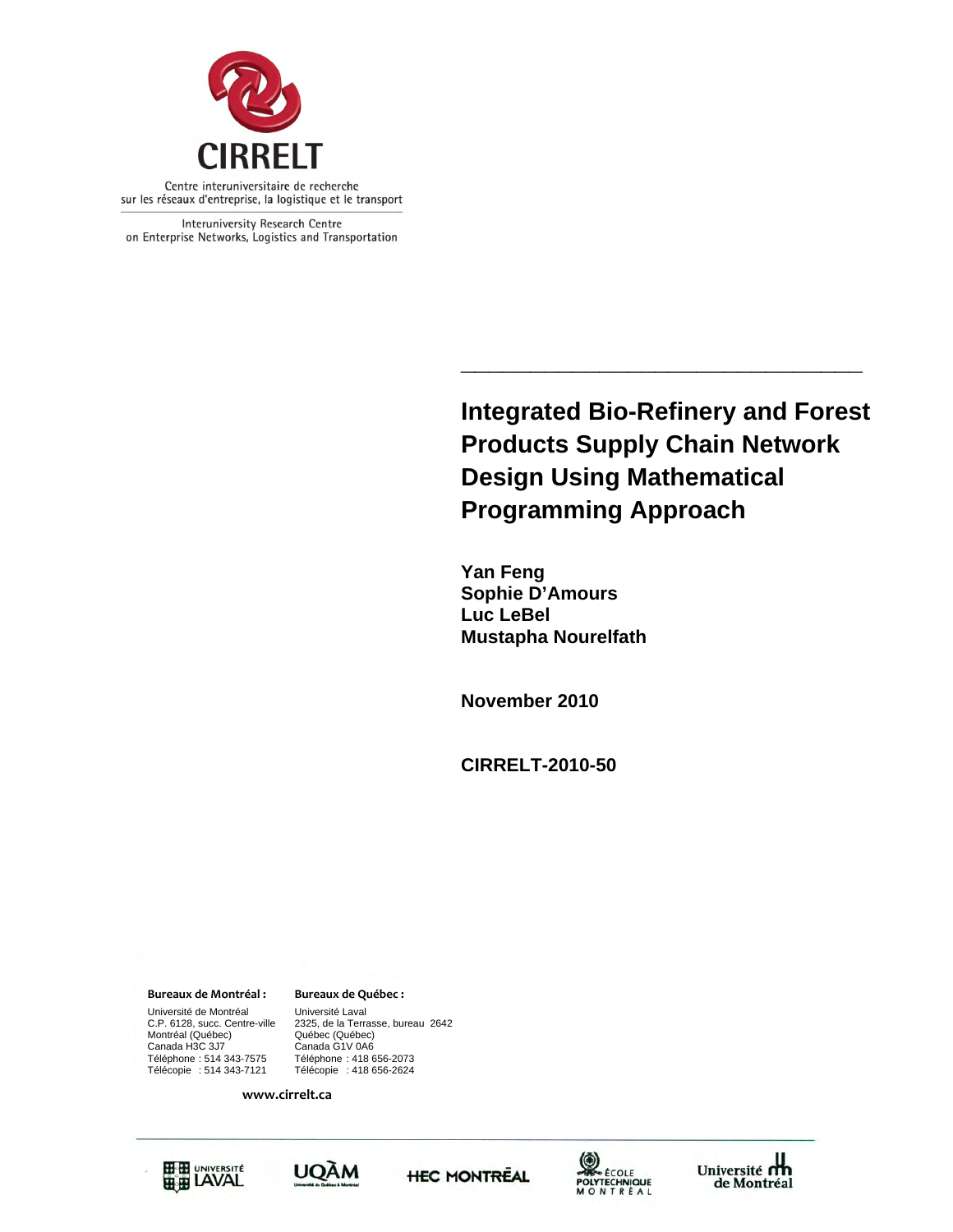CIRRELT

Centre interuniversitaire de recherche sur les réseaux d'entreprise, la logistique et le transport

Interuniversity Research Centre on Enterprise Networks, Logistics and Transportation

# Integrated Bio-Refinery and Forest Products Supply Chain Network Design Using Mathematical Programming Approach

**Yan Feng**
**Sophie D'Amours**
**Luc LeBel**
**Mustapha Nourelfath**

**November 2010**

**CIRRELT-2010-50**

**Bureaux de Montréal :**

Université de Montréal
C.P. 6128, succ. Centre-ville
Montréal (Québec)
Canada H3C 3J7
Téléphone : 514 343-7575
Télécopie : 514 343-7121

**Bureaux de Québec :**

Université Laval
2325, de la Terrasse, bureau 2642
Québec (Québec)
Canada G1V 0A6
Téléphone : 418 656-2073
Télécopie : 418 656-2624

**www.cirrelt.ca**

Université Laval — UQAM — HEC Montréal — École Polytechnique Montréal — Université de Montréal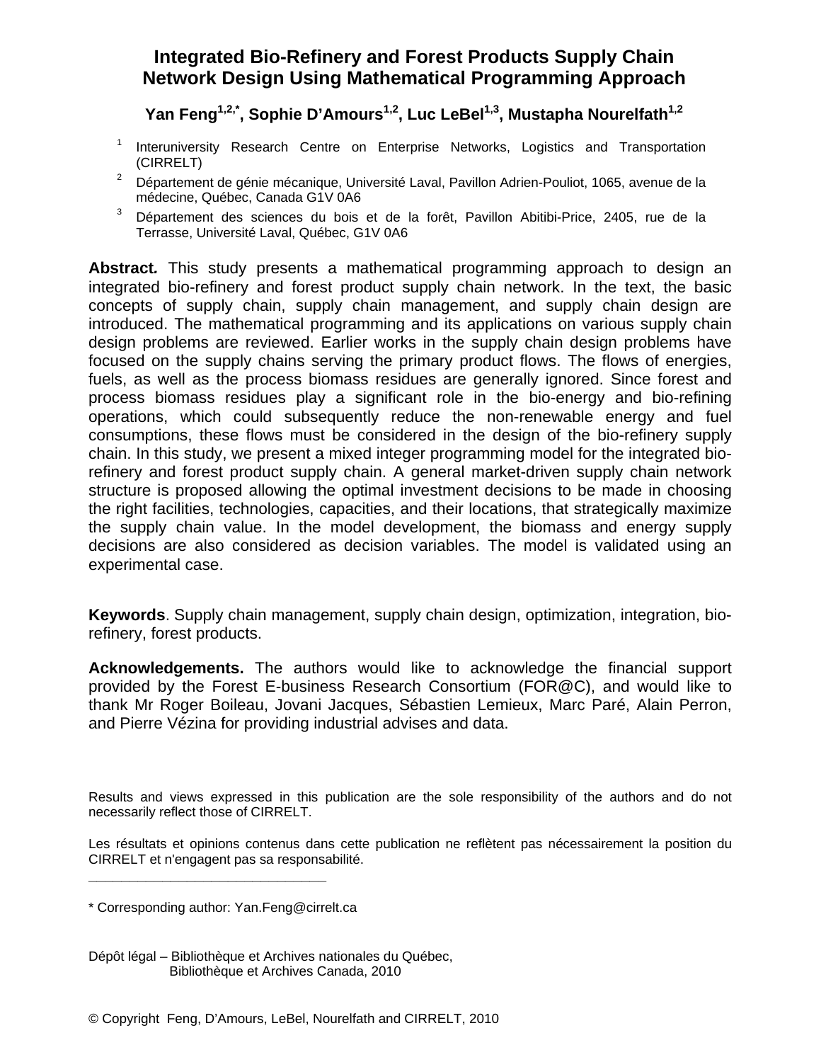# Integrated Bio-Refinery and Forest Products Supply Chain Network Design Using Mathematical Programming Approach

**Yan Feng[1,2,*], Sophie D'Amours[1,2], Luc LeBel[1,3], Mustapha Nourelfath[1,2]**

[1] Interuniversity Research Centre on Enterprise Networks, Logistics and Transportation (CIRRELT)

[2] Département de génie mécanique, Université Laval, Pavillon Adrien-Pouliot, 1065, avenue de la médecine, Québec, Canada G1V 0A6

[3] Département des sciences du bois et de la forêt, Pavillon Abitibi-Price, 2405, rue de la Terrasse, Université Laval, Québec, G1V 0A6

**Abstract.** This study presents a mathematical programming approach to design an integrated bio-refinery and forest product supply chain network. In the text, the basic concepts of supply chain, supply chain management, and supply chain design are introduced. The mathematical programming and its applications on various supply chain design problems are reviewed. Earlier works in the supply chain design problems have focused on the supply chains serving the primary product flows. The flows of energies, fuels, as well as the process biomass residues are generally ignored. Since forest and process biomass residues play a significant role in the bio-energy and bio-refining operations, which could subsequently reduce the non-renewable energy and fuel consumptions, these flows must be considered in the design of the bio-refinery supply chain. In this study, we present a mixed integer programming model for the integrated bio-refinery and forest product supply chain. A general market-driven supply chain network structure is proposed allowing the optimal investment decisions to be made in choosing the right facilities, technologies, capacities, and their locations, that strategically maximize the supply chain value. In the model development, the biomass and energy supply decisions are also considered as decision variables. The model is validated using an experimental case.

**Keywords**. Supply chain management, supply chain design, optimization, integration, bio-refinery, forest products.

**Acknowledgements.** The authors would like to acknowledge the financial support provided by the Forest E-business Research Consortium (FOR@C), and would like to thank Mr Roger Boileau, Jovani Jacques, Sébastien Lemieux, Marc Paré, Alain Perron, and Pierre Vézina for providing industrial advises and data.

Results and views expressed in this publication are the sole responsibility of the authors and do not necessarily reflect those of CIRRELT.

Les résultats et opinions contenus dans cette publication ne reflètent pas nécessairement la position du CIRRELT et n'engagent pas sa responsabilité.

\* Corresponding author: Yan.Feng@cirrelt.ca

Dépôt légal – Bibliothèque et Archives nationales du Québec,
Bibliothèque et Archives Canada, 2010

© Copyright Feng, D'Amours, LeBel, Nourelfath and CIRRELT, 2010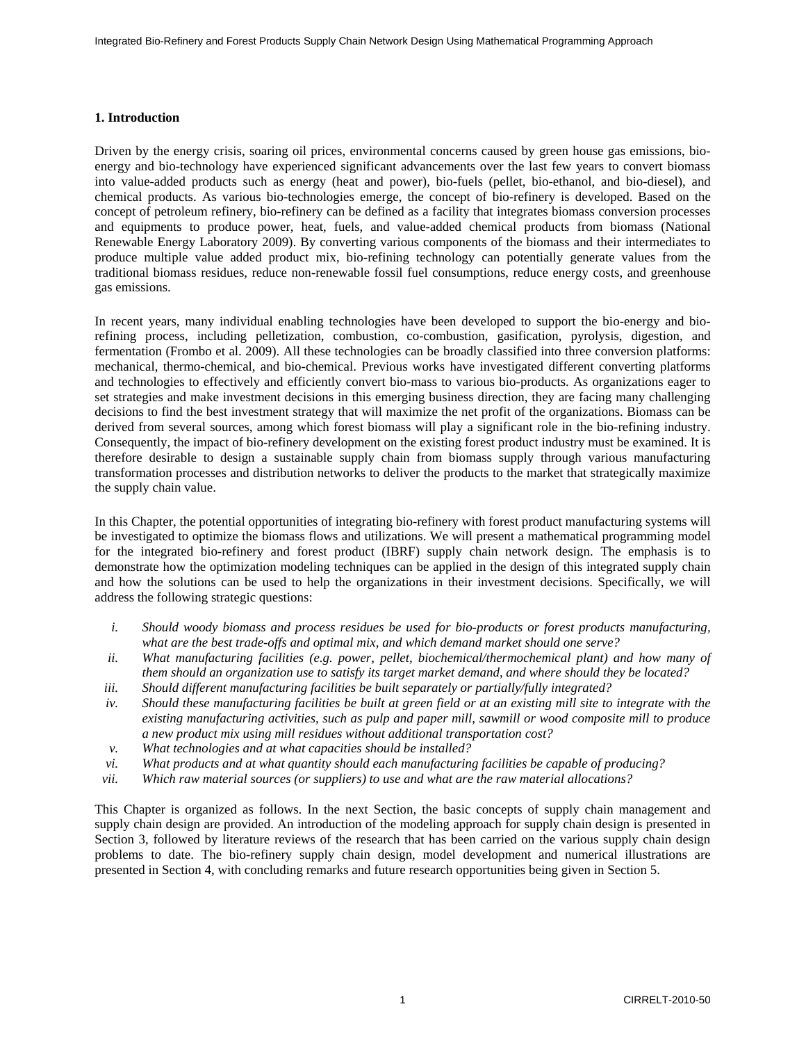## 1. Introduction

Driven by the energy crisis, soaring oil prices, environmental concerns caused by green house gas emissions, bio-energy and bio-technology have experienced significant advancements over the last few years to convert biomass into value-added products such as energy (heat and power), bio-fuels (pellet, bio-ethanol, and bio-diesel), and chemical products. As various bio-technologies emerge, the concept of bio-refinery is developed. Based on the concept of petroleum refinery, bio-refinery can be defined as a facility that integrates biomass conversion processes and equipments to produce power, heat, fuels, and value-added chemical products from biomass (National Renewable Energy Laboratory 2009). By converting various components of the biomass and their intermediates to produce multiple value added product mix, bio-refining technology can potentially generate values from the traditional biomass residues, reduce non-renewable fossil fuel consumptions, reduce energy costs, and greenhouse gas emissions.

In recent years, many individual enabling technologies have been developed to support the bio-energy and bio-refining process, including pelletization, combustion, co-combustion, gasification, pyrolysis, digestion, and fermentation (Frombo et al. 2009). All these technologies can be broadly classified into three conversion platforms: mechanical, thermo-chemical, and bio-chemical. Previous works have investigated different converting platforms and technologies to effectively and efficiently convert bio-mass to various bio-products. As organizations eager to set strategies and make investment decisions in this emerging business direction, they are facing many challenging decisions to find the best investment strategy that will maximize the net profit of the organizations. Biomass can be derived from several sources, among which forest biomass will play a significant role in the bio-refining industry. Consequently, the impact of bio-refinery development on the existing forest product industry must be examined. It is therefore desirable to design a sustainable supply chain from biomass supply through various manufacturing transformation processes and distribution networks to deliver the products to the market that strategically maximize the supply chain value.

In this Chapter, the potential opportunities of integrating bio-refinery with forest product manufacturing systems will be investigated to optimize the biomass flows and utilizations. We will present a mathematical programming model for the integrated bio-refinery and forest product (IBRF) supply chain network design. The emphasis is to demonstrate how the optimization modeling techniques can be applied in the design of this integrated supply chain and how the solutions can be used to help the organizations in their investment decisions. Specifically, we will address the following strategic questions:

i. *Should woody biomass and process residues be used for bio-products or forest products manufacturing, what are the best trade-offs and optimal mix, and which demand market should one serve?*
ii. *What manufacturing facilities (e.g. power, pellet, biochemical/thermochemical plant) and how many of them should an organization use to satisfy its target market demand, and where should they be located?*
iii. *Should different manufacturing facilities be built separately or partially/fully integrated?*
iv. *Should these manufacturing facilities be built at green field or at an existing mill site to integrate with the existing manufacturing activities, such as pulp and paper mill, sawmill or wood composite mill to produce a new product mix using mill residues without additional transportation cost?*
v. *What technologies and at what capacities should be installed?*
vi. *What products and at what quantity should each manufacturing facilities be capable of producing?*
vii. *Which raw material sources (or suppliers) to use and what are the raw material allocations?*

This Chapter is organized as follows. In the next Section, the basic concepts of supply chain management and supply chain design are provided. An introduction of the modeling approach for supply chain design is presented in Section 3, followed by literature reviews of the research that has been carried on the various supply chain design problems to date. The bio-refinery supply chain design, model development and numerical illustrations are presented in Section 4, with concluding remarks and future research opportunities being given in Section 5.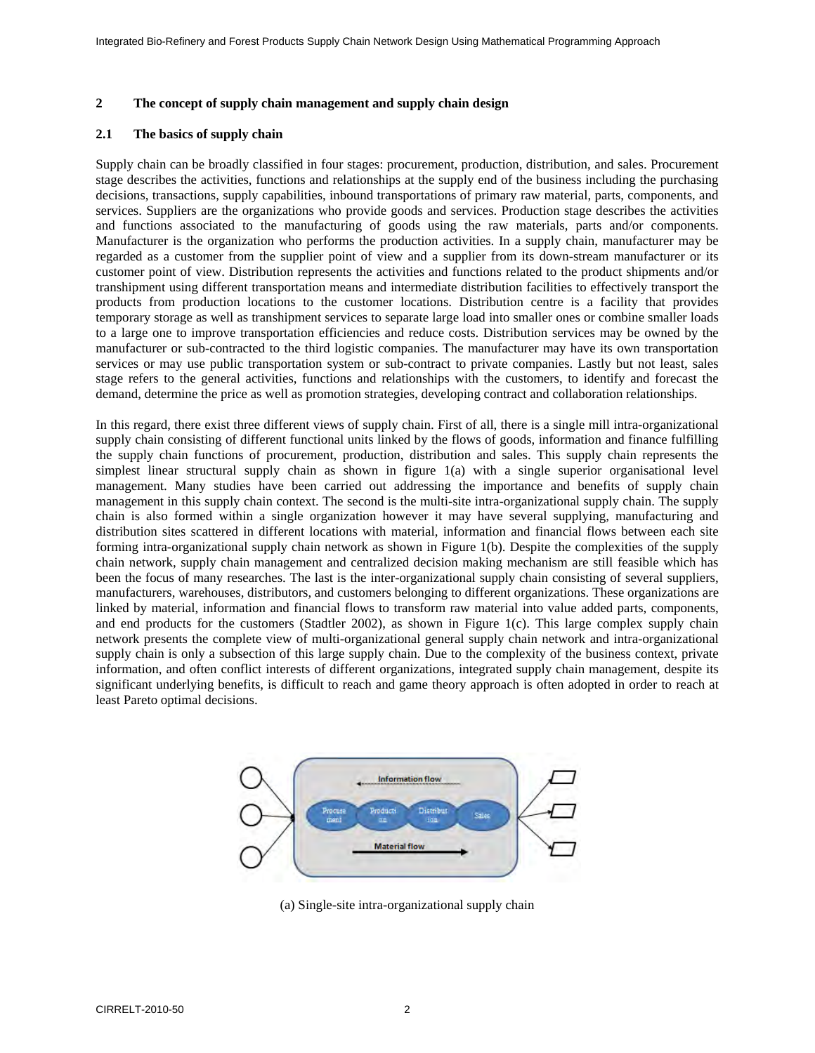## 2 The concept of supply chain management and supply chain design

### 2.1 The basics of supply chain

Supply chain can be broadly classified in four stages: procurement, production, distribution, and sales. Procurement stage describes the activities, functions and relationships at the supply end of the business including the purchasing decisions, transactions, supply capabilities, inbound transportations of primary raw material, parts, components, and services. Suppliers are the organizations who provide goods and services. Production stage describes the activities and functions associated to the manufacturing of goods using the raw materials, parts and/or components. Manufacturer is the organization who performs the production activities. In a supply chain, manufacturer may be regarded as a customer from the supplier point of view and a supplier from its down-stream manufacturer or its customer point of view. Distribution represents the activities and functions related to the product shipments and/or transhipment using different transportation means and intermediate distribution facilities to effectively transport the products from production locations to the customer locations. Distribution centre is a facility that provides temporary storage as well as transhipment services to separate large load into smaller ones or combine smaller loads to a large one to improve transportation efficiencies and reduce costs. Distribution services may be owned by the manufacturer or sub-contracted to the third logistic companies. The manufacturer may have its own transportation services or may use public transportation system or sub-contract to private companies. Lastly but not least, sales stage refers to the general activities, functions and relationships with the customers, to identify and forecast the demand, determine the price as well as promotion strategies, developing contract and collaboration relationships.

In this regard, there exist three different views of supply chain. First of all, there is a single mill intra-organizational supply chain consisting of different functional units linked by the flows of goods, information and finance fulfilling the supply chain functions of procurement, production, distribution and sales. This supply chain represents the simplest linear structural supply chain as shown in figure 1(a) with a single superior organisational level management. Many studies have been carried out addressing the importance and benefits of supply chain management in this supply chain context. The second is the multi-site intra-organizational supply chain. The supply chain is also formed within a single organization however it may have several supplying, manufacturing and distribution sites scattered in different locations with material, information and financial flows between each site forming intra-organizational supply chain network as shown in Figure 1(b). Despite the complexities of the supply chain network, supply chain management and centralized decision making mechanism are still feasible which has been the focus of many researches. The last is the inter-organizational supply chain consisting of several suppliers, manufacturers, warehouses, distributors, and customers belonging to different organizations. These organizations are linked by material, information and financial flows to transform raw material into value added parts, components, and end products for the customers (Stadtler 2002), as shown in Figure 1(c). This large complex supply chain network presents the complete view of multi-organizational general supply chain network and intra-organizational supply chain is only a subsection of this large supply chain. Due to the complexity of the business context, private information, and often conflict interests of different organizations, integrated supply chain management, despite its significant underlying benefits, is difficult to reach and game theory approach is often adopted in order to reach at least Pareto optimal decisions.

Information flow

Procurement | Production | Distribution | Sales

Material flow

(a) Single-site intra-organizational supply chain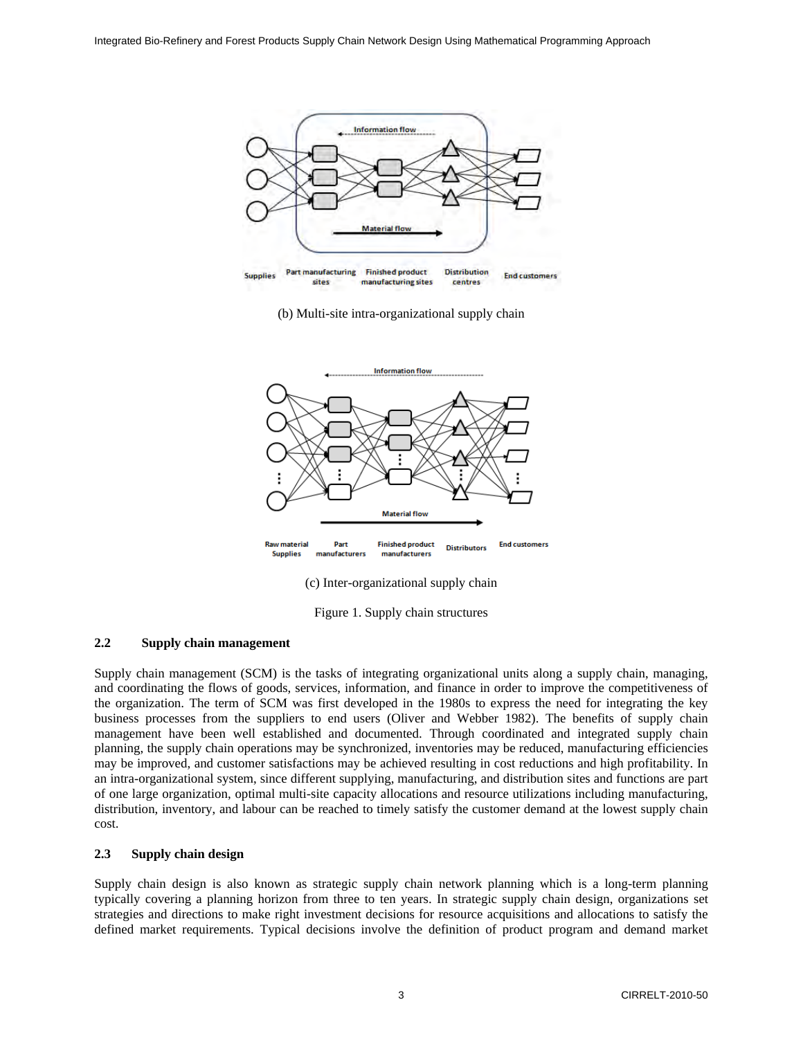(b) Multi-site intra-organizational supply chain

(c) Inter-organizational supply chain

Figure 1. Supply chain structures

## 2.2 Supply chain management

Supply chain management (SCM) is the tasks of integrating organizational units along a supply chain, managing, and coordinating the flows of goods, services, information, and finance in order to improve the competitiveness of the organization. The term of SCM was first developed in the 1980s to express the need for integrating the key business processes from the suppliers to end users (Oliver and Webber 1982). The benefits of supply chain management have been well established and documented. Through coordinated and integrated supply chain planning, the supply chain operations may be synchronized, inventories may be reduced, manufacturing efficiencies may be improved, and customer satisfactions may be achieved resulting in cost reductions and high profitability. In an intra-organizational system, since different supplying, manufacturing, and distribution sites and functions are part of one large organization, optimal multi-site capacity allocations and resource utilizations including manufacturing, distribution, inventory, and labour can be reached to timely satisfy the customer demand at the lowest supply chain cost.

## 2.3 Supply chain design

Supply chain design is also known as strategic supply chain network planning which is a long-term planning typically covering a planning horizon from three to ten years. In strategic supply chain design, organizations set strategies and directions to make right investment decisions for resource acquisitions and allocations to satisfy the defined market requirements. Typical decisions involve the definition of product program and demand market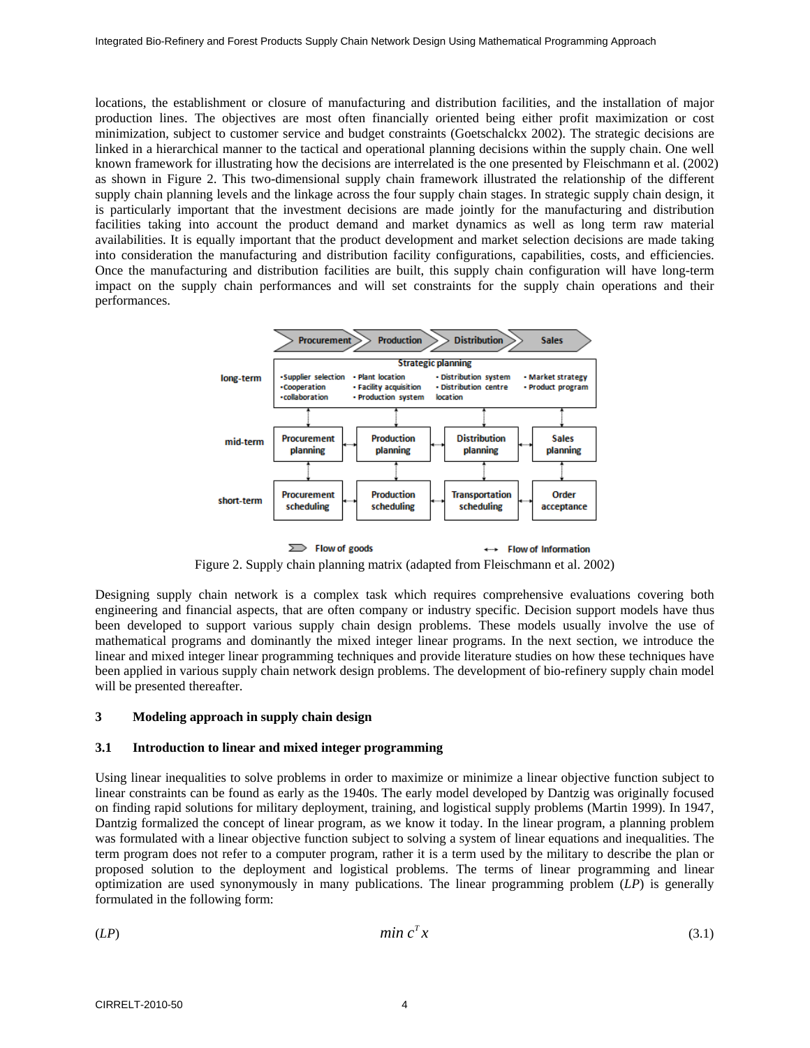locations, the establishment or closure of manufacturing and distribution facilities, and the installation of major production lines. The objectives are most often financially oriented being either profit maximization or cost minimization, subject to customer service and budget constraints (Goetschalckx 2002). The strategic decisions are linked in a hierarchical manner to the tactical and operational planning decisions within the supply chain. One well known framework for illustrating how the decisions are interrelated is the one presented by Fleischmann et al. (2002) as shown in Figure 2. This two-dimensional supply chain framework illustrated the relationship of the different supply chain planning levels and the linkage across the four supply chain stages. In strategic supply chain design, it is particularly important that the investment decisions are made jointly for the manufacturing and distribution facilities taking into account the product demand and market dynamics as well as long term raw material availabilities. It is equally important that the product development and market selection decisions are made taking into consideration the manufacturing and distribution facility configurations, capabilities, costs, and efficiencies. Once the manufacturing and distribution facilities are built, this supply chain configuration will have long-term impact on the supply chain performances and will set constraints for the supply chain operations and their performances.

| | Procurement | Production | Distribution | Sales |
|---|---|---|---|---|
| long-term (Strategic planning) | •Supplier selection •Cooperation •collaboration | • Plant location • Facility acquisition • Production system | • Distribution system • Distribution centre location | • Market strategy • Product program |
| mid-term | Procurement planning | Production planning | Distribution planning | Sales planning |
| short-term | Procurement scheduling | Production scheduling | Transportation scheduling | Order acceptance |

Flow of goods ↔ Flow of Information

Figure 2. Supply chain planning matrix (adapted from Fleischmann et al. 2002)

Designing supply chain network is a complex task which requires comprehensive evaluations covering both engineering and financial aspects, that are often company or industry specific. Decision support models have thus been developed to support various supply chain design problems. These models usually involve the use of mathematical programs and dominantly the mixed integer linear programs. In the next section, we introduce the linear and mixed integer linear programming techniques and provide literature studies on how these techniques have been applied in various supply chain network design problems. The development of bio-refinery supply chain model will be presented thereafter.

## 3 Modeling approach in supply chain design

### 3.1 Introduction to linear and mixed integer programming

Using linear inequalities to solve problems in order to maximize or minimize a linear objective function subject to linear constraints can be found as early as the 1940s. The early model developed by Dantzig was originally focused on finding rapid solutions for military deployment, training, and logistical supply problems (Martin 1999). In 1947, Dantzig formalized the concept of linear program, as we know it today. In the linear program, a planning problem was formulated with a linear objective function subject to solving a system of linear equations and inequalities. The term program does not refer to a computer program, rather it is a term used by the military to describe the plan or proposed solution to the deployment and logistical problems. The terms of linear programming and linear optimization are used synonymously in many publications. The linear programming problem (*LP*) is generally formulated in the following form:

(*LP*) $$\min c^T x \tag{3.1}$$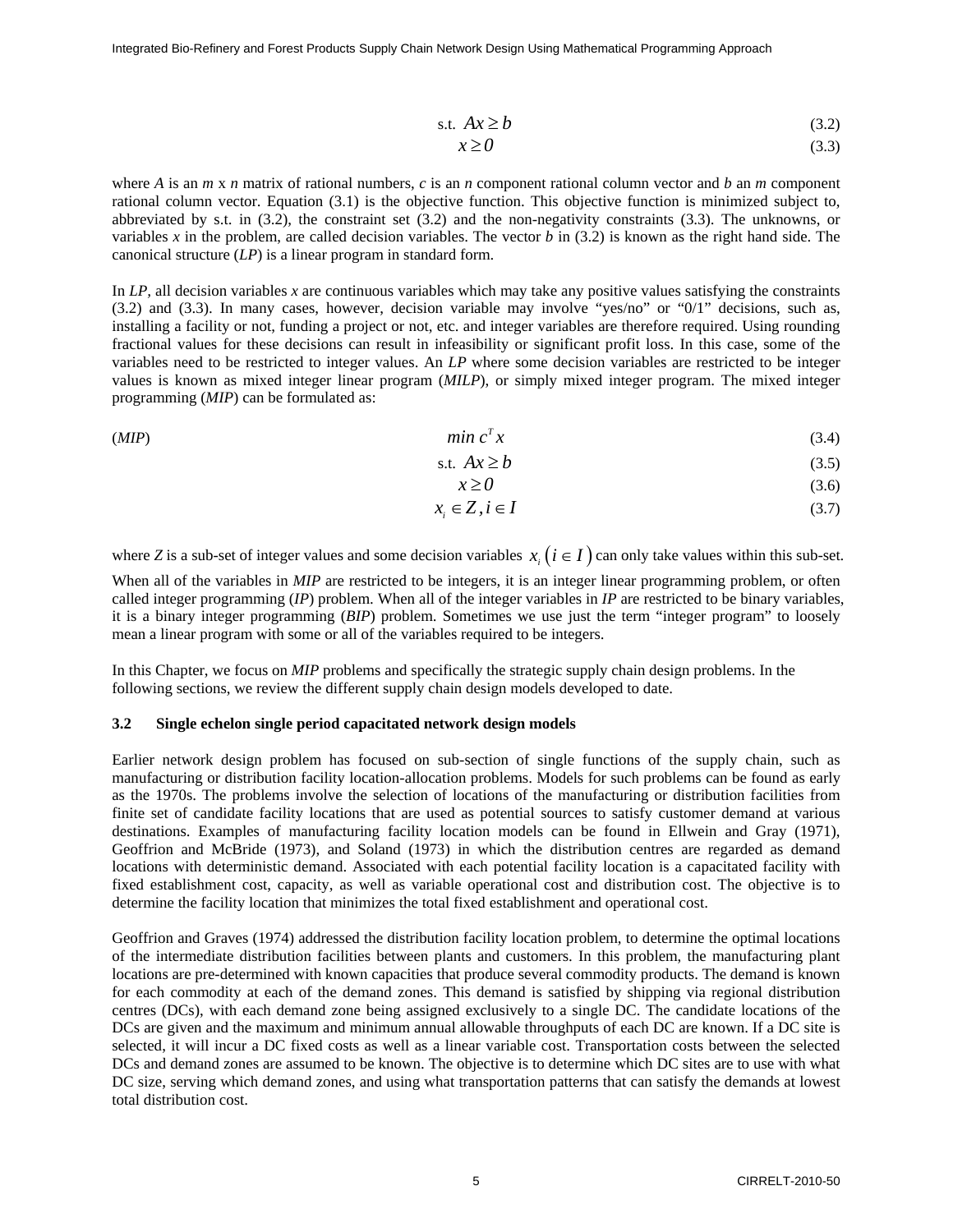$$\text{s.t. } Ax \geq b \tag{3.2}$$

$$x \geq 0 \tag{3.3}$$

where *A* is an *m* x *n* matrix of rational numbers, *c* is an *n* component rational column vector and *b* an *m* component rational column vector. Equation (3.1) is the objective function. This objective function is minimized subject to, abbreviated by s.t. in (3.2), the constraint set (3.2) and the non-negativity constraints (3.3). The unknowns, or variables *x* in the problem, are called decision variables. The vector *b* in (3.2) is known as the right hand side. The canonical structure (*LP*) is a linear program in standard form.

In *LP*, all decision variables *x* are continuous variables which may take any positive values satisfying the constraints (3.2) and (3.3). In many cases, however, decision variable may involve "yes/no" or "0/1" decisions, such as, installing a facility or not, funding a project or not, etc. and integer variables are therefore required. Using rounding fractional values for these decisions can result in infeasibility or significant profit loss. In this case, some of the variables need to be restricted to integer values. An *LP* where some decision variables are restricted to be integer values is known as mixed integer linear program (*MILP*), or simply mixed integer program. The mixed integer programming (*MIP*) can be formulated as:

(*MIP*)

$$min\ c^T x \tag{3.4}$$

$$\text{s.t. } Ax \geq b \tag{3.5}$$

$$x \geq 0 \tag{3.6}$$

$$x_i \in Z, i \in I \tag{3.7}$$

where *Z* is a sub-set of integer values and some decision variables $x_i \left( i \in I \right)$ can only take values within this sub-set.

When all of the variables in *MIP* are restricted to be integers, it is an integer linear programming problem, or often called integer programming (*IP*) problem. When all of the integer variables in *IP* are restricted to be binary variables, it is a binary integer programming (*BIP*) problem. Sometimes we use just the term "integer program" to loosely mean a linear program with some or all of the variables required to be integers.

In this Chapter, we focus on *MIP* problems and specifically the strategic supply chain design problems. In the following sections, we review the different supply chain design models developed to date.

### 3.2 Single echelon single period capacitated network design models

Earlier network design problem has focused on sub-section of single functions of the supply chain, such as manufacturing or distribution facility location-allocation problems. Models for such problems can be found as early as the 1970s. The problems involve the selection of locations of the manufacturing or distribution facilities from finite set of candidate facility locations that are used as potential sources to satisfy customer demand at various destinations. Examples of manufacturing facility location models can be found in Ellwein and Gray (1971), Geoffrion and McBride (1973), and Soland (1973) in which the distribution centres are regarded as demand locations with deterministic demand. Associated with each potential facility location is a capacitated facility with fixed establishment cost, capacity, as well as variable operational cost and distribution cost. The objective is to determine the facility location that minimizes the total fixed establishment and operational cost.

Geoffrion and Graves (1974) addressed the distribution facility location problem, to determine the optimal locations of the intermediate distribution facilities between plants and customers. In this problem, the manufacturing plant locations are pre-determined with known capacities that produce several commodity products. The demand is known for each commodity at each of the demand zones. This demand is satisfied by shipping via regional distribution centres (DCs), with each demand zone being assigned exclusively to a single DC. The candidate locations of the DCs are given and the maximum and minimum annual allowable throughputs of each DC are known. If a DC site is selected, it will incur a DC fixed costs as well as a linear variable cost. Transportation costs between the selected DCs and demand zones are assumed to be known. The objective is to determine which DC sites are to use with what DC size, serving which demand zones, and using what transportation patterns that can satisfy the demands at lowest total distribution cost.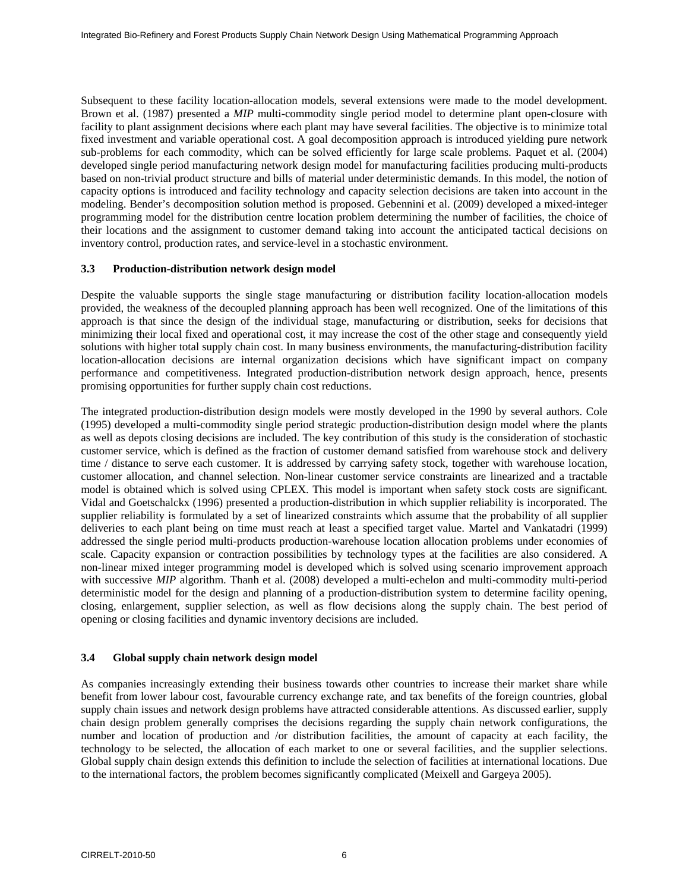Subsequent to these facility location-allocation models, several extensions were made to the model development. Brown et al. (1987) presented a *MIP* multi-commodity single period model to determine plant open-closure with facility to plant assignment decisions where each plant may have several facilities. The objective is to minimize total fixed investment and variable operational cost. A goal decomposition approach is introduced yielding pure network sub-problems for each commodity, which can be solved efficiently for large scale problems. Paquet et al. (2004) developed single period manufacturing network design model for manufacturing facilities producing multi-products based on non-trivial product structure and bills of material under deterministic demands. In this model, the notion of capacity options is introduced and facility technology and capacity selection decisions are taken into account in the modeling. Bender's decomposition solution method is proposed. Gebennini et al. (2009) developed a mixed-integer programming model for the distribution centre location problem determining the number of facilities, the choice of their locations and the assignment to customer demand taking into account the anticipated tactical decisions on inventory control, production rates, and service-level in a stochastic environment.

### 3.3 Production-distribution network design model

Despite the valuable supports the single stage manufacturing or distribution facility location-allocation models provided, the weakness of the decoupled planning approach has been well recognized. One of the limitations of this approach is that since the design of the individual stage, manufacturing or distribution, seeks for decisions that minimizing their local fixed and operational cost, it may increase the cost of the other stage and consequently yield solutions with higher total supply chain cost. In many business environments, the manufacturing-distribution facility location-allocation decisions are internal organization decisions which have significant impact on company performance and competitiveness. Integrated production-distribution network design approach, hence, presents promising opportunities for further supply chain cost reductions.

The integrated production-distribution design models were mostly developed in the 1990 by several authors. Cole (1995) developed a multi-commodity single period strategic production-distribution design model where the plants as well as depots closing decisions are included. The key contribution of this study is the consideration of stochastic customer service, which is defined as the fraction of customer demand satisfied from warehouse stock and delivery time / distance to serve each customer. It is addressed by carrying safety stock, together with warehouse location, customer allocation, and channel selection. Non-linear customer service constraints are linearized and a tractable model is obtained which is solved using CPLEX. This model is important when safety stock costs are significant. Vidal and Goetschalckx (1996) presented a production-distribution in which supplier reliability is incorporated. The supplier reliability is formulated by a set of linearized constraints which assume that the probability of all supplier deliveries to each plant being on time must reach at least a specified target value. Martel and Vankatadri (1999) addressed the single period multi-products production-warehouse location allocation problems under economies of scale. Capacity expansion or contraction possibilities by technology types at the facilities are also considered. A non-linear mixed integer programming model is developed which is solved using scenario improvement approach with successive *MIP* algorithm. Thanh et al. (2008) developed a multi-echelon and multi-commodity multi-period deterministic model for the design and planning of a production-distribution system to determine facility opening, closing, enlargement, supplier selection, as well as flow decisions along the supply chain. The best period of opening or closing facilities and dynamic inventory decisions are included.

### 3.4 Global supply chain network design model

As companies increasingly extending their business towards other countries to increase their market share while benefit from lower labour cost, favourable currency exchange rate, and tax benefits of the foreign countries, global supply chain issues and network design problems have attracted considerable attentions. As discussed earlier, supply chain design problem generally comprises the decisions regarding the supply chain network configurations, the number and location of production and /or distribution facilities, the amount of capacity at each facility, the technology to be selected, the allocation of each market to one or several facilities, and the supplier selections. Global supply chain design extends this definition to include the selection of facilities at international locations. Due to the international factors, the problem becomes significantly complicated (Meixell and Gargeya 2005).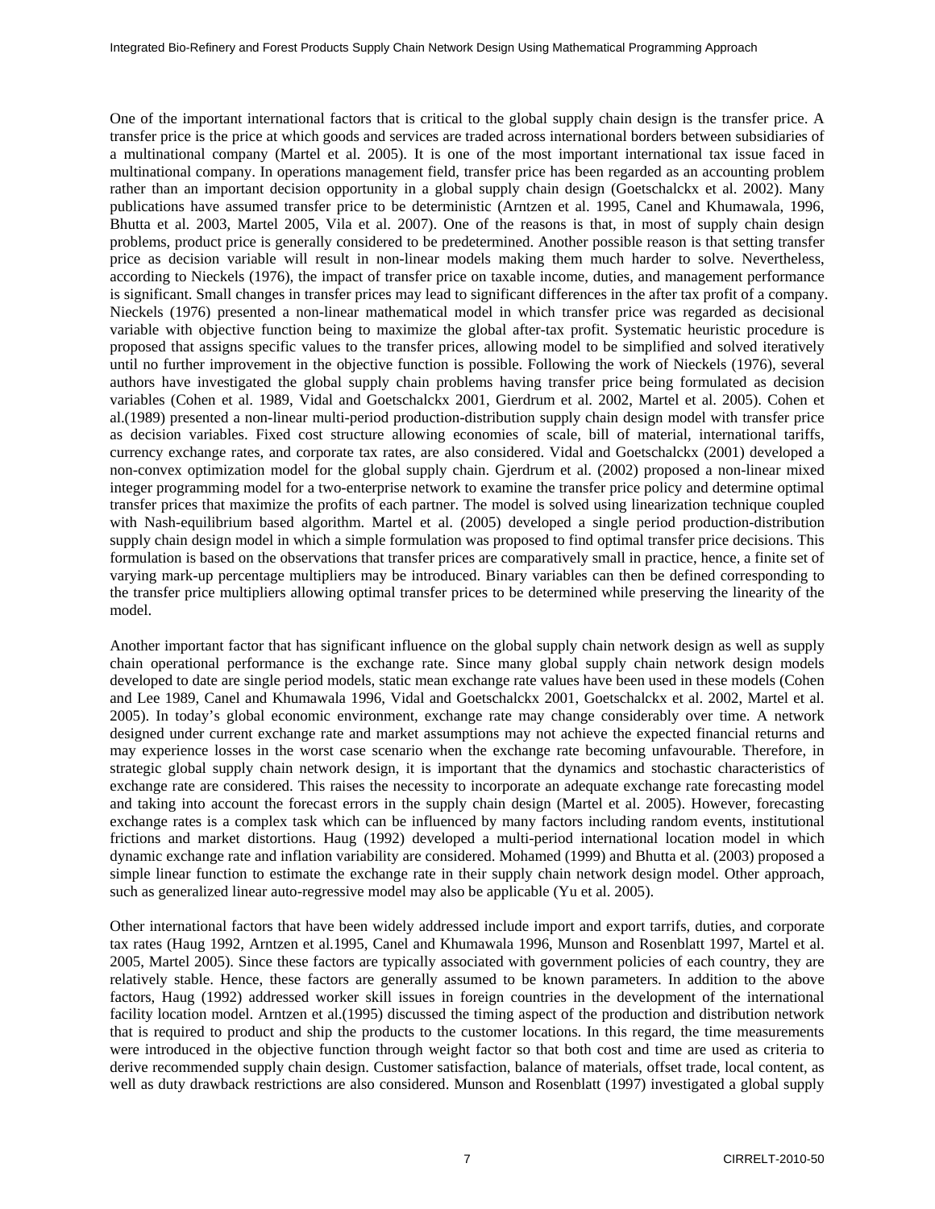One of the important international factors that is critical to the global supply chain design is the transfer price. A transfer price is the price at which goods and services are traded across international borders between subsidiaries of a multinational company (Martel et al. 2005). It is one of the most important international tax issue faced in multinational company. In operations management field, transfer price has been regarded as an accounting problem rather than an important decision opportunity in a global supply chain design (Goetschalckx et al. 2002). Many publications have assumed transfer price to be deterministic (Arntzen et al. 1995, Canel and Khumawala, 1996, Bhutta et al. 2003, Martel 2005, Vila et al. 2007). One of the reasons is that, in most of supply chain design problems, product price is generally considered to be predetermined. Another possible reason is that setting transfer price as decision variable will result in non-linear models making them much harder to solve. Nevertheless, according to Nieckels (1976), the impact of transfer price on taxable income, duties, and management performance is significant. Small changes in transfer prices may lead to significant differences in the after tax profit of a company. Nieckels (1976) presented a non-linear mathematical model in which transfer price was regarded as decisional variable with objective function being to maximize the global after-tax profit. Systematic heuristic procedure is proposed that assigns specific values to the transfer prices, allowing model to be simplified and solved iteratively until no further improvement in the objective function is possible. Following the work of Nieckels (1976), several authors have investigated the global supply chain problems having transfer price being formulated as decision variables (Cohen et al. 1989, Vidal and Goetschalckx 2001, Gierdrum et al. 2002, Martel et al. 2005). Cohen et al.(1989) presented a non-linear multi-period production-distribution supply chain design model with transfer price as decision variables. Fixed cost structure allowing economies of scale, bill of material, international tariffs, currency exchange rates, and corporate tax rates, are also considered. Vidal and Goetschalckx (2001) developed a non-convex optimization model for the global supply chain. Gjerdrum et al. (2002) proposed a non-linear mixed integer programming model for a two-enterprise network to examine the transfer price policy and determine optimal transfer prices that maximize the profits of each partner. The model is solved using linearization technique coupled with Nash-equilibrium based algorithm. Martel et al. (2005) developed a single period production-distribution supply chain design model in which a simple formulation was proposed to find optimal transfer price decisions. This formulation is based on the observations that transfer prices are comparatively small in practice, hence, a finite set of varying mark-up percentage multipliers may be introduced. Binary variables can then be defined corresponding to the transfer price multipliers allowing optimal transfer prices to be determined while preserving the linearity of the model.

Another important factor that has significant influence on the global supply chain network design as well as supply chain operational performance is the exchange rate. Since many global supply chain network design models developed to date are single period models, static mean exchange rate values have been used in these models (Cohen and Lee 1989, Canel and Khumawala 1996, Vidal and Goetschalckx 2001, Goetschalckx et al. 2002, Martel et al. 2005). In today's global economic environment, exchange rate may change considerably over time. A network designed under current exchange rate and market assumptions may not achieve the expected financial returns and may experience losses in the worst case scenario when the exchange rate becoming unfavourable. Therefore, in strategic global supply chain network design, it is important that the dynamics and stochastic characteristics of exchange rate are considered. This raises the necessity to incorporate an adequate exchange rate forecasting model and taking into account the forecast errors in the supply chain design (Martel et al. 2005). However, forecasting exchange rates is a complex task which can be influenced by many factors including random events, institutional frictions and market distortions. Haug (1992) developed a multi-period international location model in which dynamic exchange rate and inflation variability are considered. Mohamed (1999) and Bhutta et al. (2003) proposed a simple linear function to estimate the exchange rate in their supply chain network design model. Other approach, such as generalized linear auto-regressive model may also be applicable (Yu et al. 2005).

Other international factors that have been widely addressed include import and export tarrifs, duties, and corporate tax rates (Haug 1992, Arntzen et al.1995, Canel and Khumawala 1996, Munson and Rosenblatt 1997, Martel et al. 2005, Martel 2005). Since these factors are typically associated with government policies of each country, they are relatively stable. Hence, these factors are generally assumed to be known parameters. In addition to the above factors, Haug (1992) addressed worker skill issues in foreign countries in the development of the international facility location model. Arntzen et al.(1995) discussed the timing aspect of the production and distribution network that is required to product and ship the products to the customer locations. In this regard, the time measurements were introduced in the objective function through weight factor so that both cost and time are used as criteria to derive recommended supply chain design. Customer satisfaction, balance of materials, offset trade, local content, as well as duty drawback restrictions are also considered. Munson and Rosenblatt (1997) investigated a global supply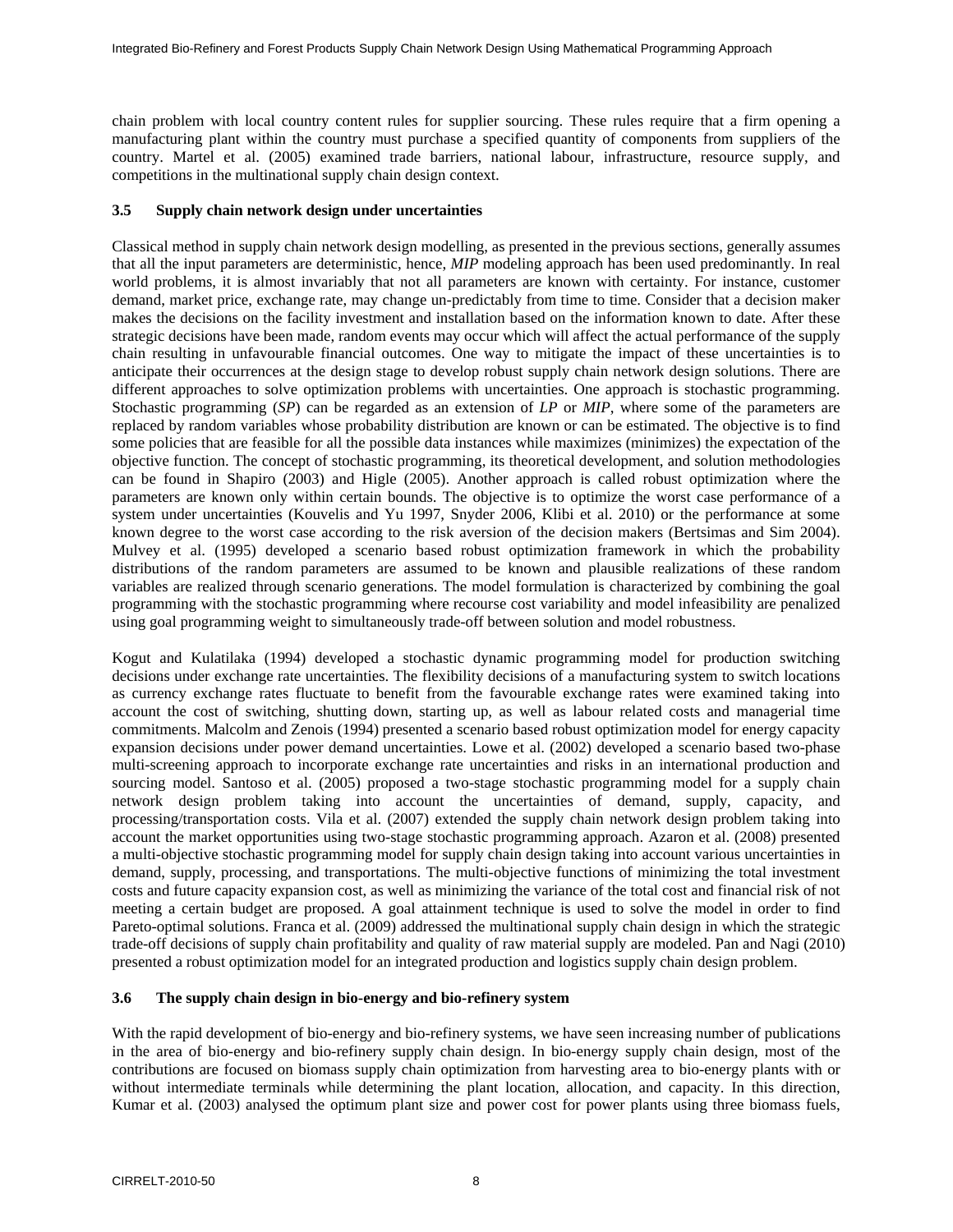chain problem with local country content rules for supplier sourcing. These rules require that a firm opening a manufacturing plant within the country must purchase a specified quantity of components from suppliers of the country. Martel et al. (2005) examined trade barriers, national labour, infrastructure, resource supply, and competitions in the multinational supply chain design context.

### 3.5 Supply chain network design under uncertainties

Classical method in supply chain network design modelling, as presented in the previous sections, generally assumes that all the input parameters are deterministic, hence, *MIP* modeling approach has been used predominantly. In real world problems, it is almost invariably that not all parameters are known with certainty. For instance, customer demand, market price, exchange rate, may change un-predictably from time to time. Consider that a decision maker makes the decisions on the facility investment and installation based on the information known to date. After these strategic decisions have been made, random events may occur which will affect the actual performance of the supply chain resulting in unfavourable financial outcomes. One way to mitigate the impact of these uncertainties is to anticipate their occurrences at the design stage to develop robust supply chain network design solutions. There are different approaches to solve optimization problems with uncertainties. One approach is stochastic programming. Stochastic programming (*SP*) can be regarded as an extension of *LP* or *MIP*, where some of the parameters are replaced by random variables whose probability distribution are known or can be estimated. The objective is to find some policies that are feasible for all the possible data instances while maximizes (minimizes) the expectation of the objective function. The concept of stochastic programming, its theoretical development, and solution methodologies can be found in Shapiro (2003) and Higle (2005). Another approach is called robust optimization where the parameters are known only within certain bounds. The objective is to optimize the worst case performance of a system under uncertainties (Kouvelis and Yu 1997, Snyder 2006, Klibi et al. 2010) or the performance at some known degree to the worst case according to the risk aversion of the decision makers (Bertsimas and Sim 2004). Mulvey et al. (1995) developed a scenario based robust optimization framework in which the probability distributions of the random parameters are assumed to be known and plausible realizations of these random variables are realized through scenario generations. The model formulation is characterized by combining the goal programming with the stochastic programming where recourse cost variability and model infeasibility are penalized using goal programming weight to simultaneously trade-off between solution and model robustness.

Kogut and Kulatilaka (1994) developed a stochastic dynamic programming model for production switching decisions under exchange rate uncertainties. The flexibility decisions of a manufacturing system to switch locations as currency exchange rates fluctuate to benefit from the favourable exchange rates were examined taking into account the cost of switching, shutting down, starting up, as well as labour related costs and managerial time commitments. Malcolm and Zenois (1994) presented a scenario based robust optimization model for energy capacity expansion decisions under power demand uncertainties. Lowe et al. (2002) developed a scenario based two-phase multi-screening approach to incorporate exchange rate uncertainties and risks in an international production and sourcing model. Santoso et al. (2005) proposed a two-stage stochastic programming model for a supply chain network design problem taking into account the uncertainties of demand, supply, capacity, and processing/transportation costs. Vila et al. (2007) extended the supply chain network design problem taking into account the market opportunities using two-stage stochastic programming approach. Azaron et al. (2008) presented a multi-objective stochastic programming model for supply chain design taking into account various uncertainties in demand, supply, processing, and transportations. The multi-objective functions of minimizing the total investment costs and future capacity expansion cost, as well as minimizing the variance of the total cost and financial risk of not meeting a certain budget are proposed. A goal attainment technique is used to solve the model in order to find Pareto-optimal solutions. Franca et al. (2009) addressed the multinational supply chain design in which the strategic trade-off decisions of supply chain profitability and quality of raw material supply are modeled. Pan and Nagi (2010) presented a robust optimization model for an integrated production and logistics supply chain design problem.

### 3.6 The supply chain design in bio-energy and bio-refinery system

With the rapid development of bio-energy and bio-refinery systems, we have seen increasing number of publications in the area of bio-energy and bio-refinery supply chain design. In bio-energy supply chain design, most of the contributions are focused on biomass supply chain optimization from harvesting area to bio-energy plants with or without intermediate terminals while determining the plant location, allocation, and capacity. In this direction, Kumar et al. (2003) analysed the optimum plant size and power cost for power plants using three biomass fuels,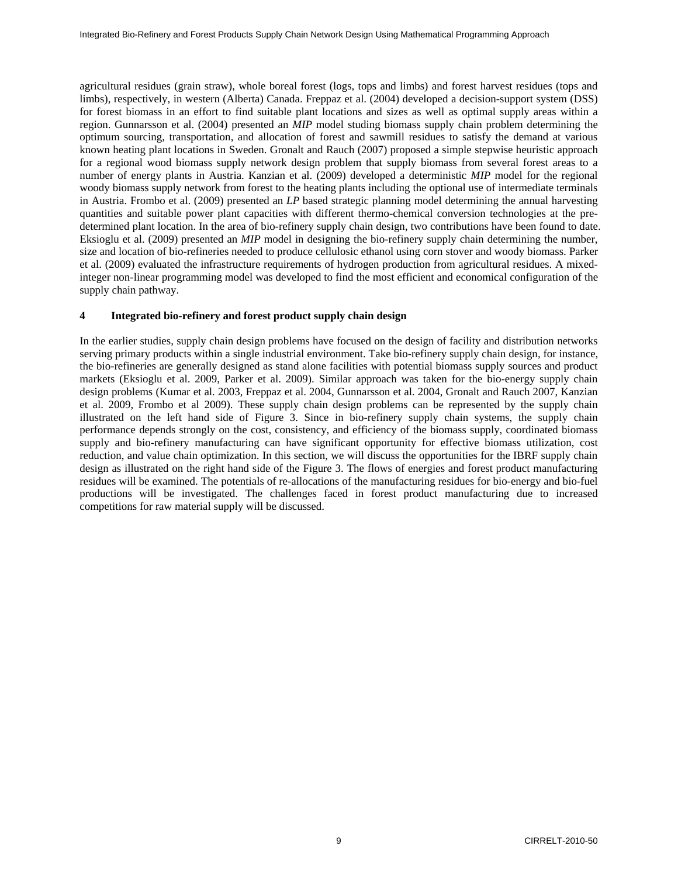agricultural residues (grain straw), whole boreal forest (logs, tops and limbs) and forest harvest residues (tops and limbs), respectively, in western (Alberta) Canada. Freppaz et al. (2004) developed a decision-support system (DSS) for forest biomass in an effort to find suitable plant locations and sizes as well as optimal supply areas within a region. Gunnarsson et al. (2004) presented an *MIP* model studing biomass supply chain problem determining the optimum sourcing, transportation, and allocation of forest and sawmill residues to satisfy the demand at various known heating plant locations in Sweden. Gronalt and Rauch (2007) proposed a simple stepwise heuristic approach for a regional wood biomass supply network design problem that supply biomass from several forest areas to a number of energy plants in Austria. Kanzian et al. (2009) developed a deterministic *MIP* model for the regional woody biomass supply network from forest to the heating plants including the optional use of intermediate terminals in Austria. Frombo et al. (2009) presented an *LP* based strategic planning model determining the annual harvesting quantities and suitable power plant capacities with different thermo-chemical conversion technologies at the pre-determined plant location. In the area of bio-refinery supply chain design, two contributions have been found to date. Eksioglu et al. (2009) presented an *MIP* model in designing the bio-refinery supply chain determining the number, size and location of bio-refineries needed to produce cellulosic ethanol using corn stover and woody biomass. Parker et al. (2009) evaluated the infrastructure requirements of hydrogen production from agricultural residues. A mixed-integer non-linear programming model was developed to find the most efficient and economical configuration of the supply chain pathway.

## 4 Integrated bio-refinery and forest product supply chain design

In the earlier studies, supply chain design problems have focused on the design of facility and distribution networks serving primary products within a single industrial environment. Take bio-refinery supply chain design, for instance, the bio-refineries are generally designed as stand alone facilities with potential biomass supply sources and product markets (Eksioglu et al. 2009, Parker et al. 2009). Similar approach was taken for the bio-energy supply chain design problems (Kumar et al. 2003, Freppaz et al. 2004, Gunnarsson et al. 2004, Gronalt and Rauch 2007, Kanzian et al. 2009, Frombo et al 2009). These supply chain design problems can be represented by the supply chain illustrated on the left hand side of Figure 3. Since in bio-refinery supply chain systems, the supply chain performance depends strongly on the cost, consistency, and efficiency of the biomass supply, coordinated biomass supply and bio-refinery manufacturing can have significant opportunity for effective biomass utilization, cost reduction, and value chain optimization. In this section, we will discuss the opportunities for the IBRF supply chain design as illustrated on the right hand side of the Figure 3. The flows of energies and forest product manufacturing residues will be examined. The potentials of re-allocations of the manufacturing residues for bio-energy and bio-fuel productions will be investigated. The challenges faced in forest product manufacturing due to increased competitions for raw material supply will be discussed.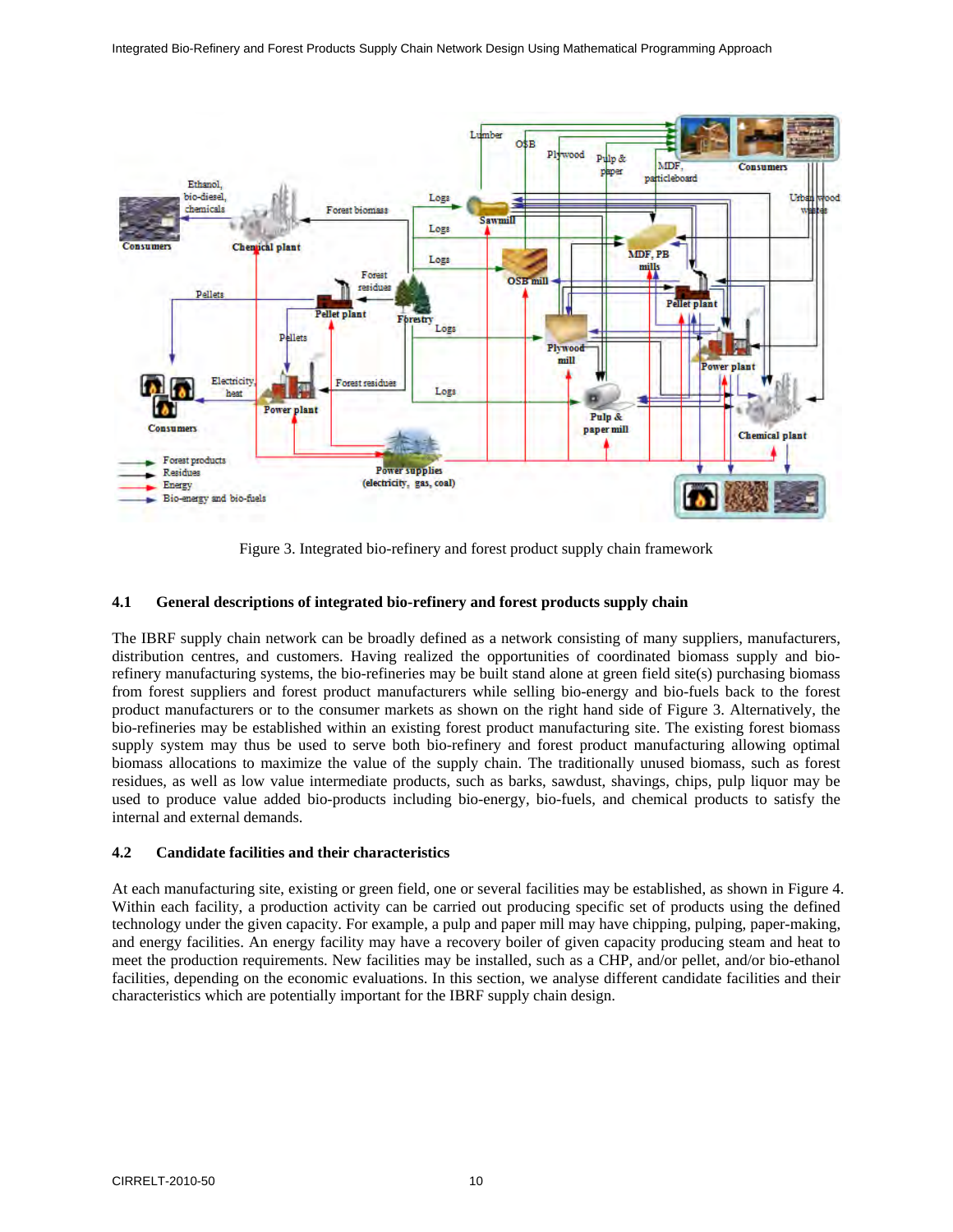Figure 3. Integrated bio-refinery and forest product supply chain framework

### 4.1 General descriptions of integrated bio-refinery and forest products supply chain

The IBRF supply chain network can be broadly defined as a network consisting of many suppliers, manufacturers, distribution centres, and customers. Having realized the opportunities of coordinated biomass supply and bio-refinery manufacturing systems, the bio-refineries may be built stand alone at green field site(s) purchasing biomass from forest suppliers and forest product manufacturers while selling bio-energy and bio-fuels back to the forest product manufacturers or to the consumer markets as shown on the right hand side of Figure 3. Alternatively, the bio-refineries may be established within an existing forest product manufacturing site. The existing forest biomass supply system may thus be used to serve both bio-refinery and forest product manufacturing allowing optimal biomass allocations to maximize the value of the supply chain. The traditionally unused biomass, such as forest residues, as well as low value intermediate products, such as barks, sawdust, shavings, chips, pulp liquor may be used to produce value added bio-products including bio-energy, bio-fuels, and chemical products to satisfy the internal and external demands.

### 4.2 Candidate facilities and their characteristics

At each manufacturing site, existing or green field, one or several facilities may be established, as shown in Figure 4. Within each facility, a production activity can be carried out producing specific set of products using the defined technology under the given capacity. For example, a pulp and paper mill may have chipping, pulping, paper-making, and energy facilities. An energy facility may have a recovery boiler of given capacity producing steam and heat to meet the production requirements. New facilities may be installed, such as a CHP, and/or pellet, and/or bio-ethanol facilities, depending on the economic evaluations. In this section, we analyse different candidate facilities and their characteristics which are potentially important for the IBRF supply chain design.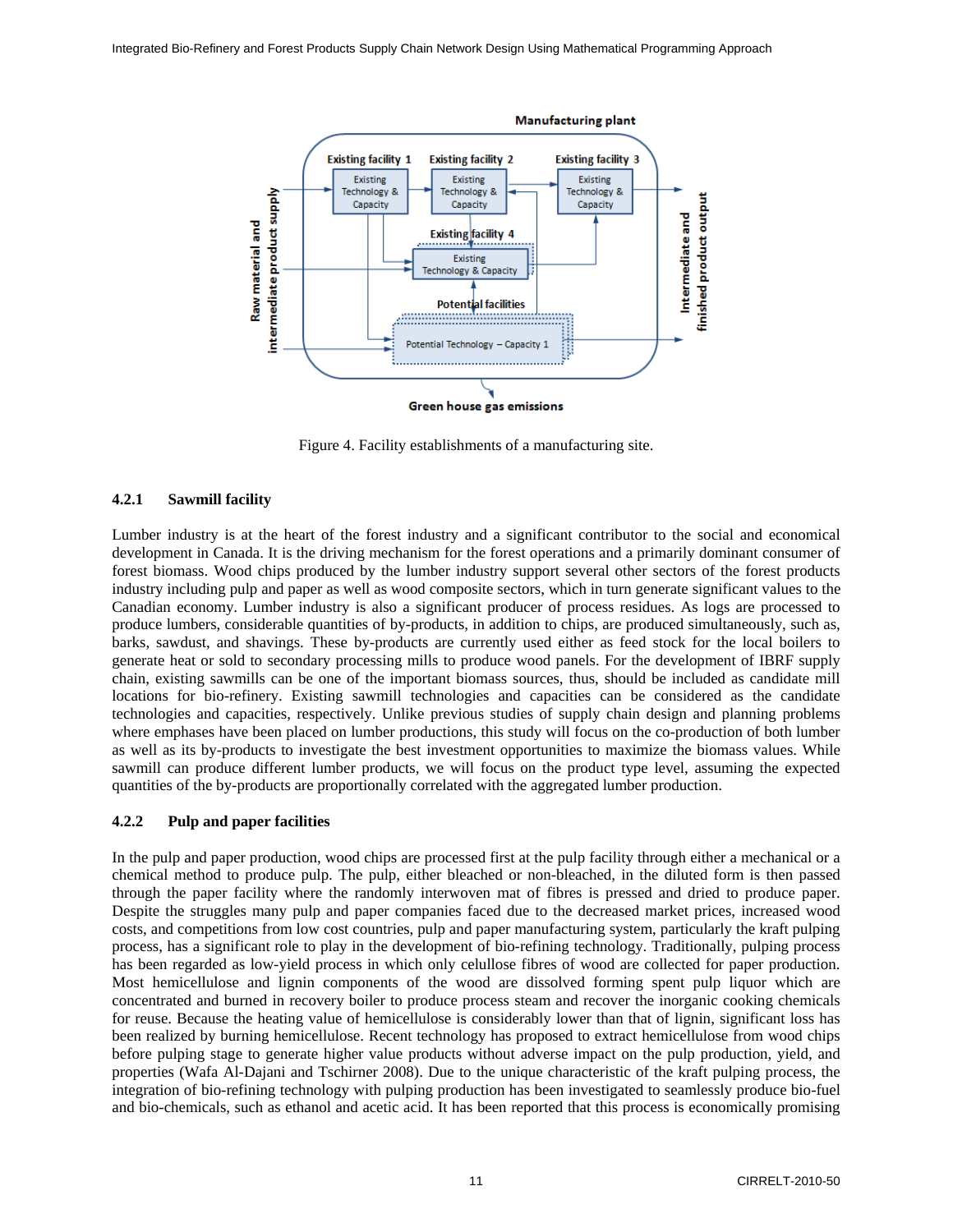Figure 4. Facility establishments of a manufacturing site.

### 4.2.1 Sawmill facility

Lumber industry is at the heart of the forest industry and a significant contributor to the social and economical development in Canada. It is the driving mechanism for the forest operations and a primarily dominant consumer of forest biomass. Wood chips produced by the lumber industry support several other sectors of the forest products industry including pulp and paper as well as wood composite sectors, which in turn generate significant values to the Canadian economy. Lumber industry is also a significant producer of process residues. As logs are processed to produce lumbers, considerable quantities of by-products, in addition to chips, are produced simultaneously, such as, barks, sawdust, and shavings. These by-products are currently used either as feed stock for the local boilers to generate heat or sold to secondary processing mills to produce wood panels. For the development of IBRF supply chain, existing sawmills can be one of the important biomass sources, thus, should be included as candidate mill locations for bio-refinery. Existing sawmill technologies and capacities can be considered as the candidate technologies and capacities, respectively. Unlike previous studies of supply chain design and planning problems where emphases have been placed on lumber productions, this study will focus on the co-production of both lumber as well as its by-products to investigate the best investment opportunities to maximize the biomass values. While sawmill can produce different lumber products, we will focus on the product type level, assuming the expected quantities of the by-products are proportionally correlated with the aggregated lumber production.

### 4.2.2 Pulp and paper facilities

In the pulp and paper production, wood chips are processed first at the pulp facility through either a mechanical or a chemical method to produce pulp. The pulp, either bleached or non-bleached, in the diluted form is then passed through the paper facility where the randomly interwoven mat of fibres is pressed and dried to produce paper. Despite the struggles many pulp and paper companies faced due to the decreased market prices, increased wood costs, and competitions from low cost countries, pulp and paper manufacturing system, particularly the kraft pulping process, has a significant role to play in the development of bio-refining technology. Traditionally, pulping process has been regarded as low-yield process in which only celullose fibres of wood are collected for paper production. Most hemicellulose and lignin components of the wood are dissolved forming spent pulp liquor which are concentrated and burned in recovery boiler to produce process steam and recover the inorganic cooking chemicals for reuse. Because the heating value of hemicellulose is considerably lower than that of lignin, significant loss has been realized by burning hemicellulose. Recent technology has proposed to extract hemicellulose from wood chips before pulping stage to generate higher value products without adverse impact on the pulp production, yield, and properties (Wafa Al-Dajani and Tschirner 2008). Due to the unique characteristic of the kraft pulping process, the integration of bio-refining technology with pulping production has been investigated to seamlessly produce bio-fuel and bio-chemicals, such as ethanol and acetic acid. It has been reported that this process is economically promising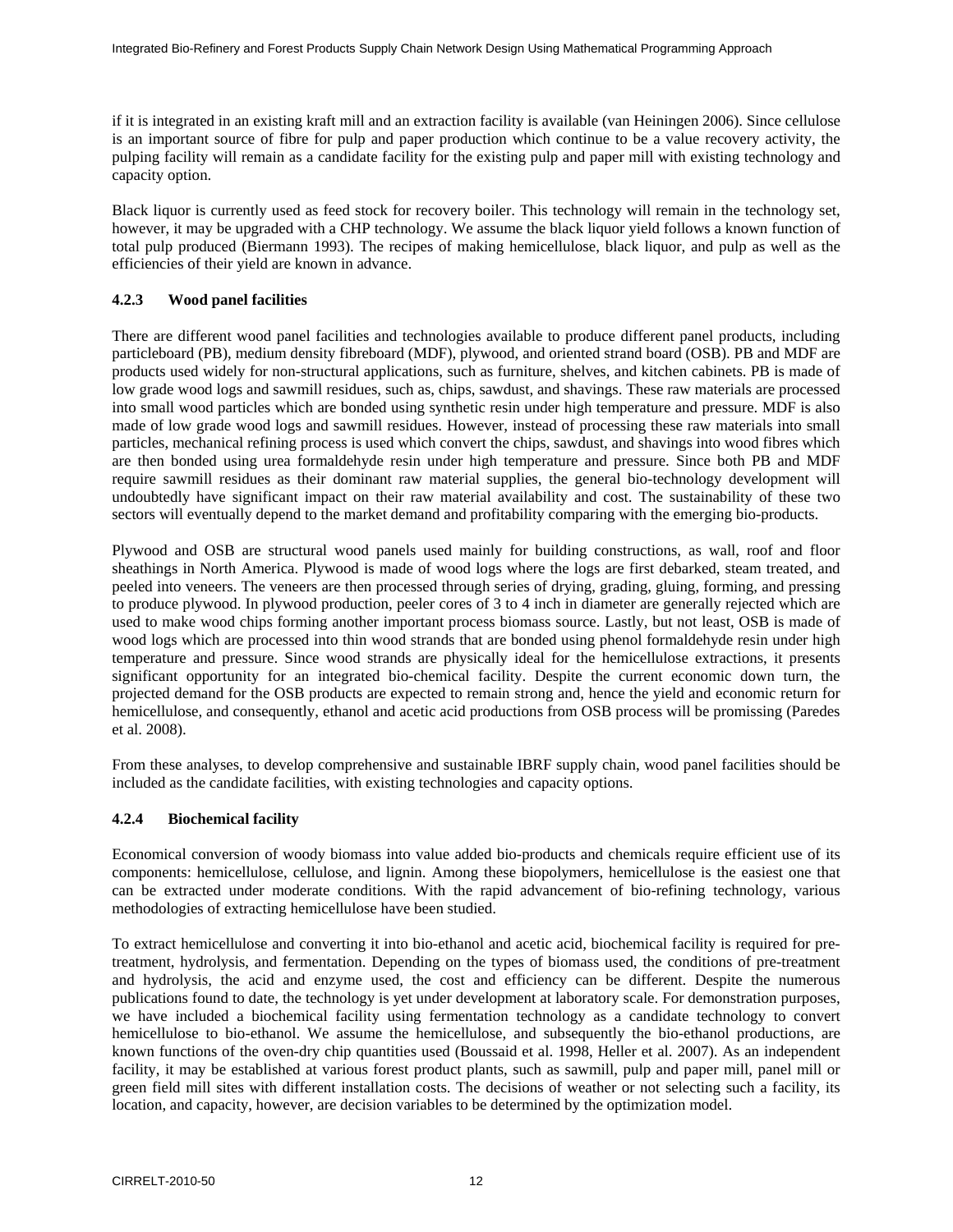if it is integrated in an existing kraft mill and an extraction facility is available (van Heiningen 2006). Since cellulose is an important source of fibre for pulp and paper production which continue to be a value recovery activity, the pulping facility will remain as a candidate facility for the existing pulp and paper mill with existing technology and capacity option.

Black liquor is currently used as feed stock for recovery boiler. This technology will remain in the technology set, however, it may be upgraded with a CHP technology. We assume the black liquor yield follows a known function of total pulp produced (Biermann 1993). The recipes of making hemicellulose, black liquor, and pulp as well as the efficiencies of their yield are known in advance.

### 4.2.3 Wood panel facilities

There are different wood panel facilities and technologies available to produce different panel products, including particleboard (PB), medium density fibreboard (MDF), plywood, and oriented strand board (OSB). PB and MDF are products used widely for non-structural applications, such as furniture, shelves, and kitchen cabinets. PB is made of low grade wood logs and sawmill residues, such as, chips, sawdust, and shavings. These raw materials are processed into small wood particles which are bonded using synthetic resin under high temperature and pressure. MDF is also made of low grade wood logs and sawmill residues. However, instead of processing these raw materials into small particles, mechanical refining process is used which convert the chips, sawdust, and shavings into wood fibres which are then bonded using urea formaldehyde resin under high temperature and pressure. Since both PB and MDF require sawmill residues as their dominant raw material supplies, the general bio-technology development will undoubtedly have significant impact on their raw material availability and cost. The sustainability of these two sectors will eventually depend to the market demand and profitability comparing with the emerging bio-products.

Plywood and OSB are structural wood panels used mainly for building constructions, as wall, roof and floor sheathings in North America. Plywood is made of wood logs where the logs are first debarked, steam treated, and peeled into veneers. The veneers are then processed through series of drying, grading, gluing, forming, and pressing to produce plywood. In plywood production, peeler cores of 3 to 4 inch in diameter are generally rejected which are used to make wood chips forming another important process biomass source. Lastly, but not least, OSB is made of wood logs which are processed into thin wood strands that are bonded using phenol formaldehyde resin under high temperature and pressure. Since wood strands are physically ideal for the hemicellulose extractions, it presents significant opportunity for an integrated bio-chemical facility. Despite the current economic down turn, the projected demand for the OSB products are expected to remain strong and, hence the yield and economic return for hemicellulose, and consequently, ethanol and acetic acid productions from OSB process will be promissing (Paredes et al. 2008).

From these analyses, to develop comprehensive and sustainable IBRF supply chain, wood panel facilities should be included as the candidate facilities, with existing technologies and capacity options.

### 4.2.4 Biochemical facility

Economical conversion of woody biomass into value added bio-products and chemicals require efficient use of its components: hemicellulose, cellulose, and lignin. Among these biopolymers, hemicellulose is the easiest one that can be extracted under moderate conditions. With the rapid advancement of bio-refining technology, various methodologies of extracting hemicellulose have been studied.

To extract hemicellulose and converting it into bio-ethanol and acetic acid, biochemical facility is required for pre-treatment, hydrolysis, and fermentation. Depending on the types of biomass used, the conditions of pre-treatment and hydrolysis, the acid and enzyme used, the cost and efficiency can be different. Despite the numerous publications found to date, the technology is yet under development at laboratory scale. For demonstration purposes, we have included a biochemical facility using fermentation technology as a candidate technology to convert hemicellulose to bio-ethanol. We assume the hemicellulose, and subsequently the bio-ethanol productions, are known functions of the oven-dry chip quantities used (Boussaid et al. 1998, Heller et al. 2007). As an independent facility, it may be established at various forest product plants, such as sawmill, pulp and paper mill, panel mill or green field mill sites with different installation costs. The decisions of weather or not selecting such a facility, its location, and capacity, however, are decision variables to be determined by the optimization model.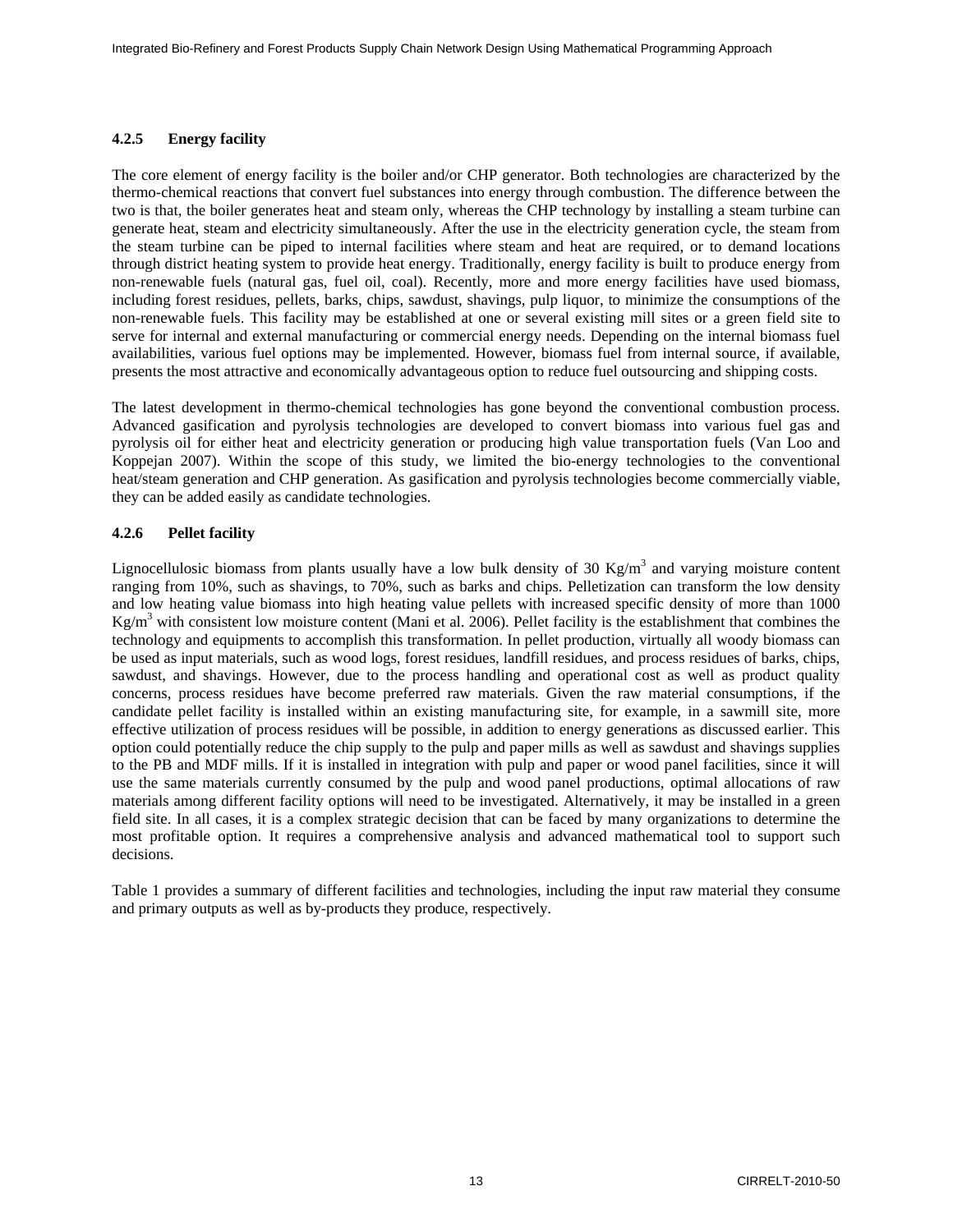### 4.2.5 Energy facility

The core element of energy facility is the boiler and/or CHP generator. Both technologies are characterized by the thermo-chemical reactions that convert fuel substances into energy through combustion. The difference between the two is that, the boiler generates heat and steam only, whereas the CHP technology by installing a steam turbine can generate heat, steam and electricity simultaneously. After the use in the electricity generation cycle, the steam from the steam turbine can be piped to internal facilities where steam and heat are required, or to demand locations through district heating system to provide heat energy. Traditionally, energy facility is built to produce energy from non-renewable fuels (natural gas, fuel oil, coal). Recently, more and more energy facilities have used biomass, including forest residues, pellets, barks, chips, sawdust, shavings, pulp liquor, to minimize the consumptions of the non-renewable fuels. This facility may be established at one or several existing mill sites or a green field site to serve for internal and external manufacturing or commercial energy needs. Depending on the internal biomass fuel availabilities, various fuel options may be implemented. However, biomass fuel from internal source, if available, presents the most attractive and economically advantageous option to reduce fuel outsourcing and shipping costs.

The latest development in thermo-chemical technologies has gone beyond the conventional combustion process. Advanced gasification and pyrolysis technologies are developed to convert biomass into various fuel gas and pyrolysis oil for either heat and electricity generation or producing high value transportation fuels (Van Loo and Koppejan 2007). Within the scope of this study, we limited the bio-energy technologies to the conventional heat/steam generation and CHP generation. As gasification and pyrolysis technologies become commercially viable, they can be added easily as candidate technologies.

### 4.2.6 Pellet facility

Lignocellulosic biomass from plants usually have a low bulk density of 30 $Kg/m^3$ and varying moisture content ranging from 10%, such as shavings, to 70%, such as barks and chips. Pelletization can transform the low density and low heating value biomass into high heating value pellets with increased specific density of more than 1000 $Kg/m^3$ with consistent low moisture content (Mani et al. 2006). Pellet facility is the establishment that combines the technology and equipments to accomplish this transformation. In pellet production, virtually all woody biomass can be used as input materials, such as wood logs, forest residues, landfill residues, and process residues of barks, chips, sawdust, and shavings. However, due to the process handling and operational cost as well as product quality concerns, process residues have become preferred raw materials. Given the raw material consumptions, if the candidate pellet facility is installed within an existing manufacturing site, for example, in a sawmill site, more effective utilization of process residues will be possible, in addition to energy generations as discussed earlier. This option could potentially reduce the chip supply to the pulp and paper mills as well as sawdust and shavings supplies to the PB and MDF mills. If it is installed in integration with pulp and paper or wood panel facilities, since it will use the same materials currently consumed by the pulp and wood panel productions, optimal allocations of raw materials among different facility options will need to be investigated. Alternatively, it may be installed in a green field site. In all cases, it is a complex strategic decision that can be faced by many organizations to determine the most profitable option. It requires a comprehensive analysis and advanced mathematical tool to support such decisions.

Table 1 provides a summary of different facilities and technologies, including the input raw material they consume and primary outputs as well as by-products they produce, respectively.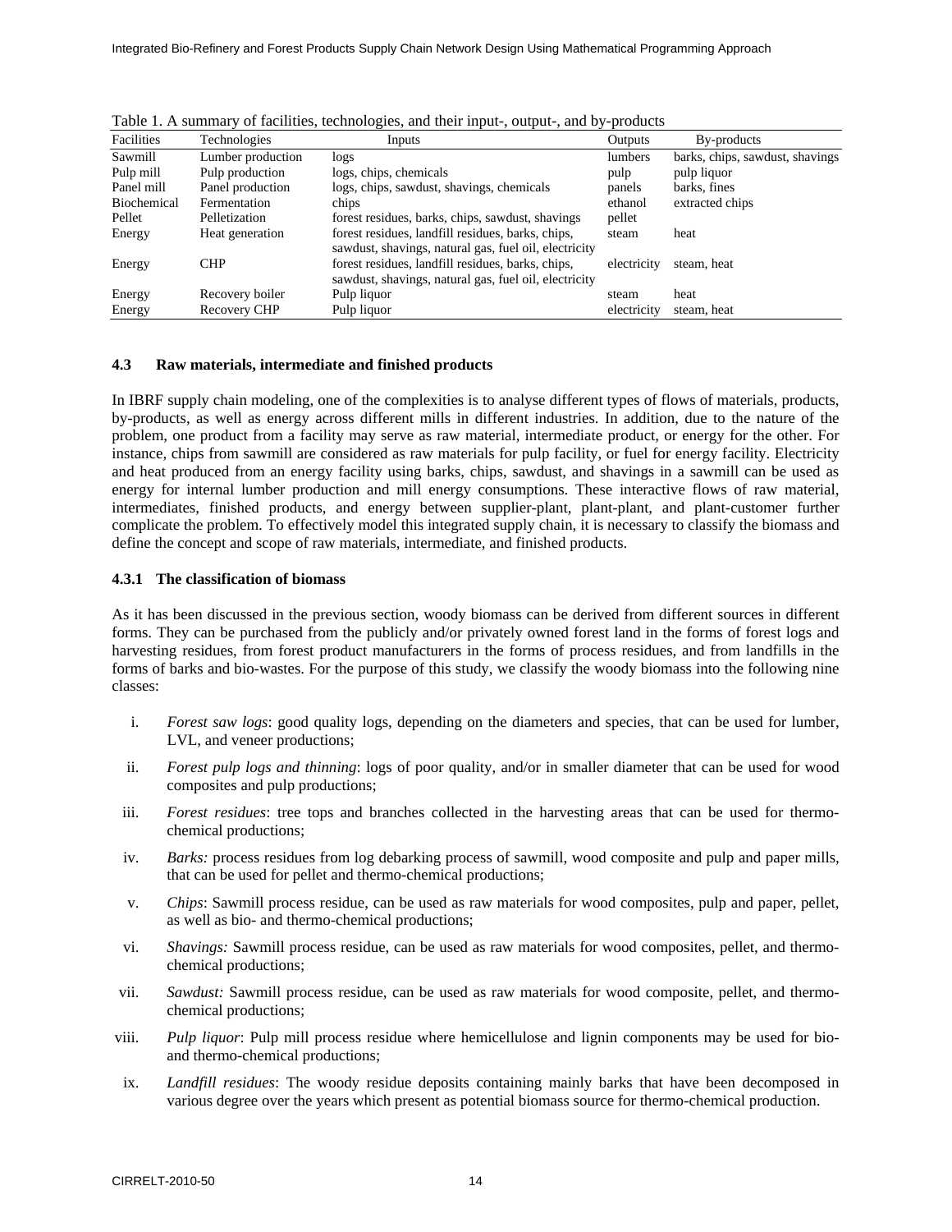Table 1. A summary of facilities, technologies, and their input-, output-, and by-products

| Facilities | Technologies | Inputs | Outputs | By-products |
|---|---|---|---|---|
| Sawmill | Lumber production | logs | lumbers | barks, chips, sawdust, shavings |
| Pulp mill | Pulp production | logs, chips, chemicals | pulp | pulp liquor |
| Panel mill | Panel production | logs, chips, sawdust, shavings, chemicals | panels | barks, fines |
| Biochemical | Fermentation | chips | ethanol | extracted chips |
| Pellet | Pelletization | forest residues, barks, chips, sawdust, shavings | pellet | |
| Energy | Heat generation | forest residues, landfill residues, barks, chips, sawdust, shavings, natural gas, fuel oil, electricity | steam | heat |
| Energy | CHP | forest residues, landfill residues, barks, chips, sawdust, shavings, natural gas, fuel oil, electricity | electricity | steam, heat |
| Energy | Recovery boiler | Pulp liquor | steam | heat |
| Energy | Recovery CHP | Pulp liquor | electricity | steam, heat |

### 4.3 Raw materials, intermediate and finished products

In IBRF supply chain modeling, one of the complexities is to analyse different types of flows of materials, products, by-products, as well as energy across different mills in different industries. In addition, due to the nature of the problem, one product from a facility may serve as raw material, intermediate product, or energy for the other. For instance, chips from sawmill are considered as raw materials for pulp facility, or fuel for energy facility. Electricity and heat produced from an energy facility using barks, chips, sawdust, and shavings in a sawmill can be used as energy for internal lumber production and mill energy consumptions. These interactive flows of raw material, intermediates, finished products, and energy between supplier-plant, plant-plant, and plant-customer further complicate the problem. To effectively model this integrated supply chain, it is necessary to classify the biomass and define the concept and scope of raw materials, intermediate, and finished products.

#### 4.3.1 The classification of biomass

As it has been discussed in the previous section, woody biomass can be derived from different sources in different forms. They can be purchased from the publicly and/or privately owned forest land in the forms of forest logs and harvesting residues, from forest product manufacturers in the forms of process residues, and from landfills in the forms of barks and bio-wastes. For the purpose of this study, we classify the woody biomass into the following nine classes:

i. *Forest saw logs*: good quality logs, depending on the diameters and species, that can be used for lumber, LVL, and veneer productions;

ii. *Forest pulp logs and thinning*: logs of poor quality, and/or in smaller diameter that can be used for wood composites and pulp productions;

iii. *Forest residues*: tree tops and branches collected in the harvesting areas that can be used for thermo-chemical productions;

iv. *Barks:* process residues from log debarking process of sawmill, wood composite and pulp and paper mills, that can be used for pellet and thermo-chemical productions;

v. *Chips*: Sawmill process residue, can be used as raw materials for wood composites, pulp and paper, pellet, as well as bio- and thermo-chemical productions;

vi. *Shavings:* Sawmill process residue, can be used as raw materials for wood composites, pellet, and thermo-chemical productions;

vii. *Sawdust:* Sawmill process residue, can be used as raw materials for wood composite, pellet, and thermo-chemical productions;

viii. *Pulp liquor*: Pulp mill process residue where hemicellulose and lignin components may be used for bio- and thermo-chemical productions;

ix. *Landfill residues*: The woody residue deposits containing mainly barks that have been decomposed in various degree over the years which present as potential biomass source for thermo-chemical production.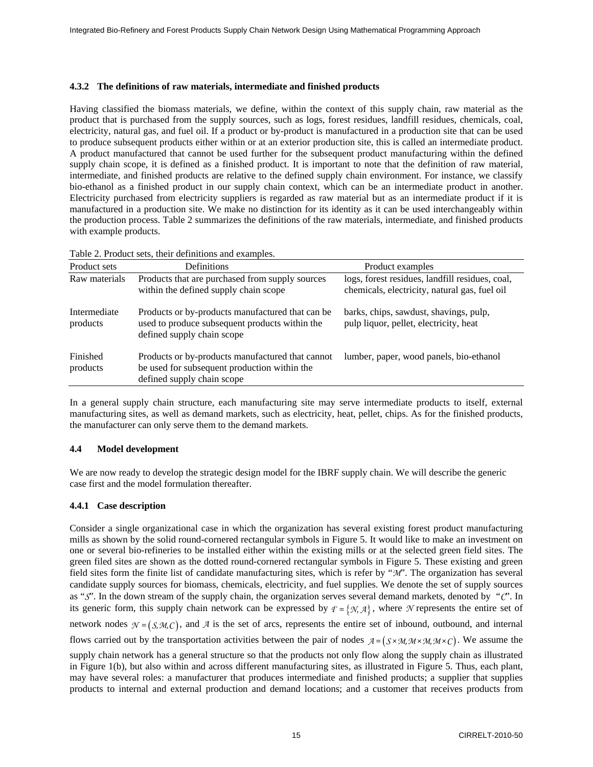#### 4.3.2 The definitions of raw materials, intermediate and finished products

Having classified the biomass materials, we define, within the context of this supply chain, raw material as the product that is purchased from the supply sources, such as logs, forest residues, landfill residues, chemicals, coal, electricity, natural gas, and fuel oil. If a product or by-product is manufactured in a production site that can be used to produce subsequent products either within or at an exterior production site, this is called an intermediate product. A product manufactured that cannot be used further for the subsequent product manufacturing within the defined supply chain scope, it is defined as a finished product. It is important to note that the definition of raw material, intermediate, and finished products are relative to the defined supply chain environment. For instance, we classify bio-ethanol as a finished product in our supply chain context, which can be an intermediate product in another. Electricity purchased from electricity suppliers is regarded as raw material but as an intermediate product if it is manufactured in a production site. We make no distinction for its identity as it can be used interchangeably within the production process. Table 2 summarizes the definitions of the raw materials, intermediate, and finished products with example products.

Table 2. Product sets, their definitions and examples.

| Product sets | Definitions | Product examples |
|---|---|---|
| Raw materials | Products that are purchased from supply sources within the defined supply chain scope | logs, forest residues, landfill residues, coal, chemicals, electricity, natural gas, fuel oil |
| Intermediate products | Products or by-products manufactured that can be used to produce subsequent products within the defined supply chain scope | barks, chips, sawdust, shavings, pulp, pulp liquor, pellet, electricity, heat |
| Finished products | Products or by-products manufactured that cannot be used for subsequent production within the defined supply chain scope | lumber, paper, wood panels, bio-ethanol |

In a general supply chain structure, each manufacturing site may serve intermediate products to itself, external manufacturing sites, as well as demand markets, such as electricity, heat, pellet, chips. As for the finished products, the manufacturer can only serve them to the demand markets.

### 4.4 Model development

We are now ready to develop the strategic design model for the IBRF supply chain. We will describe the generic case first and the model formulation thereafter.

#### 4.4.1 Case description

Consider a single organizational case in which the organization has several existing forest product manufacturing mills as shown by the solid round-cornered rectangular symbols in Figure 5. It would like to make an investment on one or several bio-refineries to be installed either within the existing mills or at the selected green field sites. The green filed sites are shown as the dotted round-cornered rectangular symbols in Figure 5. These existing and green field sites form the finite list of candidate manufacturing sites, which is refer by "$\mathcal{M}$". The organization has several candidate supply sources for biomass, chemicals, electricity, and fuel supplies. We denote the set of supply sources as "$\mathcal{S}$". In the down stream of the supply chain, the organization serves several demand markets, denoted by "$\mathcal{C}$". In its generic form, this supply chain network can be expressed by $\mathcal{T} = \{\mathcal{N}, \mathcal{A}\}$, where $\mathcal{N}$ represents the entire set of network nodes $\mathcal{N} = (\mathcal{S}, \mathcal{M}, \mathcal{C})$, and $\mathcal{A}$ is the set of arcs, represents the entire set of inbound, outbound, and internal flows carried out by the transportation activities between the pair of nodes $\mathcal{A} = (\mathcal{S} \times \mathcal{M}, \mathcal{M} \times \mathcal{M}, \mathcal{M} \times \mathcal{C})$. We assume the supply chain network has a general structure so that the products not only flow along the supply chain as illustrated in Figure 1(b), but also within and across different manufacturing sites, as illustrated in Figure 5. Thus, each plant, may have several roles: a manufacturer that produces intermediate and finished products; a supplier that supplies products to internal and external production and demand locations; and a customer that receives products from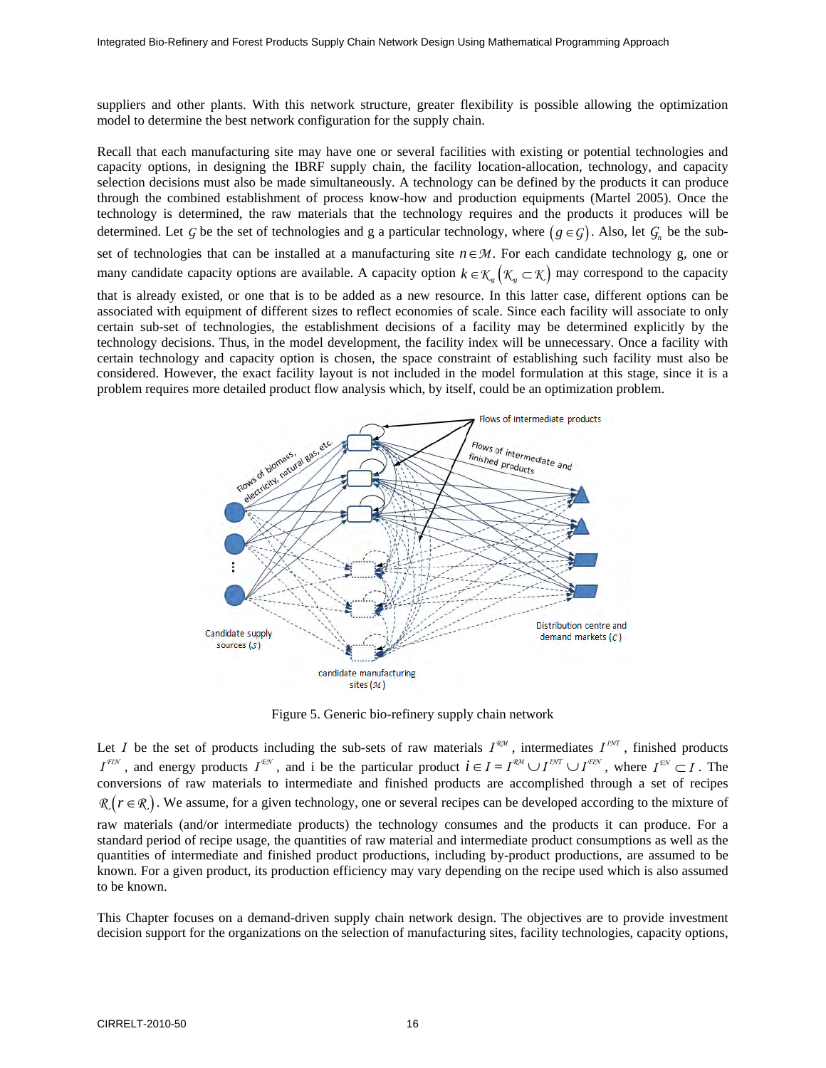suppliers and other plants. With this network structure, greater flexibility is possible allowing the optimization model to determine the best network configuration for the supply chain.

Recall that each manufacturing site may have one or several facilities with existing or potential technologies and capacity options, in designing the IBRF supply chain, the facility location-allocation, technology, and capacity selection decisions must also be made simultaneously. A technology can be defined by the products it can produce through the combined establishment of process know-how and production equipments (Martel 2005). Once the technology is determined, the raw materials that the technology requires and the products it produces will be determined. Let $\mathcal{G}$ be the set of technologies and g a particular technology, where $(g \in \mathcal{G})$. Also, let $\mathcal{G}_n$ be the sub-set of technologies that can be installed at a manufacturing site $n \in \mathcal{M}$. For each candidate technology g, one or many candidate capacity options are available. A capacity option $k \in \mathcal{K}_g$ $(\mathcal{K}_g \subset \mathcal{K})$ may correspond to the capacity that is already existed, or one that is to be added as a new resource. In this latter case, different options can be associated with equipment of different sizes to reflect economies of scale. Since each facility will associate to only certain sub-set of technologies, the establishment decisions of a facility may be determined explicitly by the technology decisions. Thus, in the model development, the facility index will be unnecessary. Once a facility with certain technology and capacity option is chosen, the space constraint of establishing such facility must also be considered. However, the exact facility layout is not included in the model formulation at this stage, since it is a problem requires more detailed product flow analysis which, by itself, could be an optimization problem.

Figure 5. Generic bio-refinery supply chain network

Let $I$ be the set of products including the sub-sets of raw materials $I^{\mathcal{RM}}$, intermediates $I^{\mathcal{INT}}$, finished products $I^{\mathcal{FIN}}$, and energy products $I^{\mathcal{EN}}$, and i be the particular product $i \in I = I^{\mathcal{RM}} \cup I^{\mathcal{INT}} \cup I^{\mathcal{FIN}}$, where $I^{\mathcal{EN}} \subset I$. The conversions of raw materials to intermediate and finished products are accomplished through a set of recipes $\mathcal{R}(r \in \mathcal{R})$. We assume, for a given technology, one or several recipes can be developed according to the mixture of raw materials (and/or intermediate products) the technology consumes and the products it can produce. For a standard period of recipe usage, the quantities of raw material and intermediate product consumptions as well as the quantities of intermediate and finished product productions, including by-product productions, are assumed to be known. For a given product, its production efficiency may vary depending on the recipe used which is also assumed to be known.

This Chapter focuses on a demand-driven supply chain network design. The objectives are to provide investment decision support for the organizations on the selection of manufacturing sites, facility technologies, capacity options,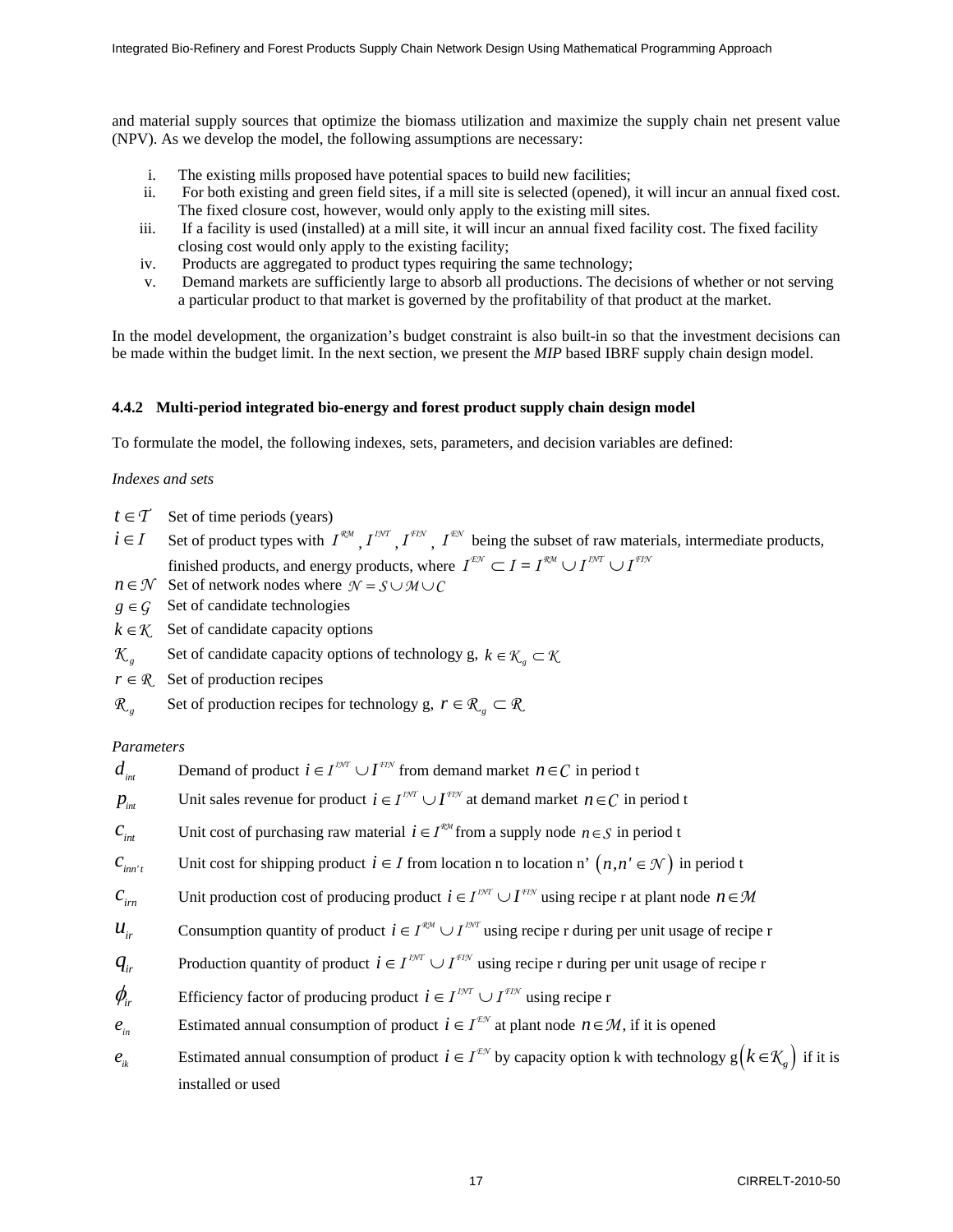and material supply sources that optimize the biomass utilization and maximize the supply chain net present value (NPV). As we develop the model, the following assumptions are necessary:

i. The existing mills proposed have potential spaces to build new facilities;
ii. For both existing and green field sites, if a mill site is selected (opened), it will incur an annual fixed cost. The fixed closure cost, however, would only apply to the existing mill sites.
iii. If a facility is used (installed) at a mill site, it will incur an annual fixed facility cost. The fixed facility closing cost would only apply to the existing facility;
iv. Products are aggregated to product types requiring the same technology;
v. Demand markets are sufficiently large to absorb all productions. The decisions of whether or not serving a particular product to that market is governed by the profitability of that product at the market.

In the model development, the organization's budget constraint is also built-in so that the investment decisions can be made within the budget limit. In the next section, we present the *MIP* based IBRF supply chain design model.

### 4.4.2 Multi-period integrated bio-energy and forest product supply chain design model

To formulate the model, the following indexes, sets, parameters, and decision variables are defined:

*Indexes and sets*

- $t \in \mathcal{T}$ Set of time periods (years)
- $i \in I$ Set of product types with $I^{\mathcal{RM}}, I^{\mathcal{INT}}, I^{\mathcal{FIN}}, I^{\mathcal{EN}}$ being the subset of raw materials, intermediate products, finished products, and energy products, where $I^{\mathcal{EN}} \subset I = I^{\mathcal{RM}} \cup I^{\mathcal{INT}} \cup I^{\mathcal{FIN}}$
- $n \in \mathcal{N}$ Set of network nodes where $\mathcal{N} = \mathcal{S} \cup \mathcal{M} \cup \mathcal{C}$
- $g \in \mathcal{G}$ Set of candidate technologies
- $k \in \mathcal{K}$ Set of candidate capacity options
- $\mathcal{K}_g$ Set of candidate capacity options of technology g, $k \in \mathcal{K}_g \subset \mathcal{K}$
- $r \in \mathcal{R}$ Set of production recipes
- $\mathcal{R}_g$ Set of production recipes for technology g, $r \in \mathcal{R}_g \subset \mathcal{R}$

*Parameters*

- $d_{int}$ Demand of product $i \in I^{\mathcal{INT}} \cup I^{\mathcal{FIN}}$ from demand market $n \in \mathcal{C}$ in period t
- $p_{int}$ Unit sales revenue for product $i \in I^{\mathcal{INT}} \cup I^{\mathcal{FIN}}$ at demand market $n \in \mathcal{C}$ in period t
- $c_{int}$ Unit cost of purchasing raw material $i \in I^{\mathcal{RM}}$ from a supply node $n \in \mathcal{S}$ in period t
- $c_{inn't}$ Unit cost for shipping product $i \in I$ from location n to location n' $(n, n' \in \mathcal{N})$ in period t
- $c_{irn}$ Unit production cost of producing product $i \in I^{\mathcal{INT}} \cup I^{\mathcal{FIN}}$ using recipe r at plant node $n \in \mathcal{M}$
- $u_{ir}$ Consumption quantity of product $i \in I^{\mathcal{RM}} \cup I^{\mathcal{INT}}$ using recipe r during per unit usage of recipe r
- $q_{ir}$ Production quantity of product $i \in I^{\mathcal{INT}} \cup I^{\mathcal{FIN}}$ using recipe r during per unit usage of recipe r
- $\phi_{ir}$ Efficiency factor of producing product $i \in I^{\mathcal{INT}} \cup I^{\mathcal{FIN}}$ using recipe r
- $e_{in}$ Estimated annual consumption of product $i \in I^{\mathcal{EN}}$ at plant node $n \in \mathcal{M}$, if it is opened
- $e_{ik}$ Estimated annual consumption of product $i \in I^{\mathcal{EN}}$ by capacity option k with technology g$\left(k \in \mathcal{K}_g\right)$ if it is installed or used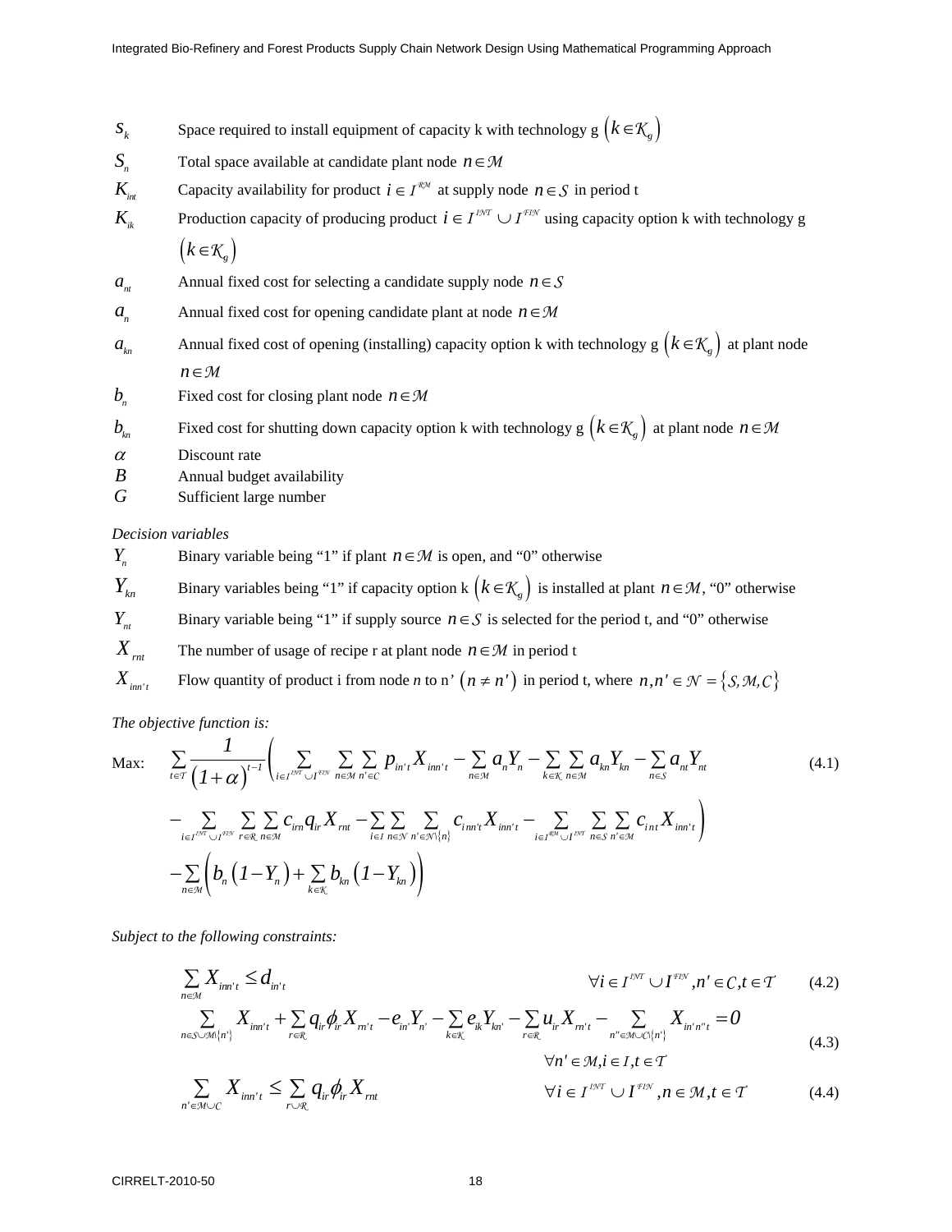$s_k$ Space required to install equipment of capacity k with technology g $\left(k \in \mathcal{K}_g\right)$

$S_n$ Total space available at candidate plant node $n \in \mathcal{M}$

$K_{int}$ Capacity availability for product $i \in I^{\mathcal{RM}}$ at supply node $n \in \mathcal{S}$ in period t

$K_{ik}$ Production capacity of producing product $i \in I^{\mathcal{INT}} \cup I^{\mathcal{FIN}}$ using capacity option k with technology g $\left(k \in \mathcal{K}_g\right)$

$a_{nt}$ Annual fixed cost for selecting a candidate supply node $n \in \mathcal{S}$

$a_n$ Annual fixed cost for opening candidate plant at node $n \in \mathcal{M}$

$a_{kn}$ Annual fixed cost of opening (installing) capacity option k with technology g $\left(k \in \mathcal{K}_g\right)$ at plant node $n \in \mathcal{M}$

$b_n$ Fixed cost for closing plant node $n \in \mathcal{M}$

$b_{kn}$ Fixed cost for shutting down capacity option k with technology g $\left(k \in \mathcal{K}_g\right)$ at plant node $n \in \mathcal{M}$

$\alpha$ Discount rate

$B$ Annual budget availability

$G$ Sufficient large number

*Decision variables*

$Y_n$ Binary variable being "1" if plant $n \in \mathcal{M}$ is open, and "0" otherwise

$Y_{kn}$ Binary variables being "1" if capacity option k $\left(k \in \mathcal{K}_g\right)$ is installed at plant $n \in \mathcal{M}$, "0" otherwise

$Y_{nt}$ Binary variable being "1" if supply source $n \in \mathcal{S}$ is selected for the period t, and "0" otherwise

$X_{rnt}$ The number of usage of recipe r at plant node $n \in \mathcal{M}$ in period t

$X_{inn't}$ Flow quantity of product i from node *n* to n' $\left(n \neq n'\right)$ in period t, where $n, n' \in \mathcal{N} = \left\{\mathcal{S}, \mathcal{M}, \mathcal{C}\right\}$

*The objective function is:*

$$
\begin{aligned}
\text{Max:} \quad & \sum_{t \in \mathcal{T}} \frac{1}{\left(1+\alpha\right)^{t-1}} \left( \sum_{i \in I^{\mathcal{INT}} \cup I^{\mathcal{FIN}}} \sum_{n \in \mathcal{M}} \sum_{n' \in \mathcal{C}} p_{in't} X_{inn't} - \sum_{n \in \mathcal{M}} a_n Y_n - \sum_{k \in \mathcal{K}} \sum_{n \in \mathcal{M}} a_{kn} Y_{kn} - \sum_{n \in \mathcal{S}} a_{nt} Y_{nt} \right. \\
& \left. - \sum_{i \in I^{\mathcal{INT}} \cup I^{\mathcal{FIN}}} \sum_{r \in \mathcal{R}} \sum_{n \in \mathcal{M}} c_{irn} q_{ir} X_{rnt} - \sum_{i \in I} \sum_{n \in \mathcal{N}} \sum_{n' \in \mathcal{N} \setminus \{n\}} c_{inn't} X_{inn't} - \sum_{i \in I^{\mathcal{RM}} \cup I^{\mathcal{INT}}} \sum_{n \in \mathcal{S}} \sum_{n' \in \mathcal{M}} c_{int} X_{inn't} \right) \\
& - \sum_{n \in \mathcal{M}} \left( b_n \left(1 - Y_n\right) + \sum_{k \in \mathcal{K}} b_{kn} \left(1 - Y_{kn}\right) \right)
\end{aligned} \tag{4.1}
$$

*Subject to the following constraints:*

$$
\sum_{n \in \mathcal{M}} X_{inn't} \leq d_{in't} \qquad \forall i \in I^{\mathcal{INT}} \cup I^{\mathcal{FIN}}, n' \in \mathcal{C}, t \in \mathcal{T} \tag{4.2}
$$

$$
\sum_{n \in \mathcal{S} \cup \mathcal{M} \setminus \{n'\}} X_{inn't} + \sum_{r \in \mathcal{R}} q_{ir} \phi_{ir} X_{rn't} - e_{in'} Y_{n'} - \sum_{k \in \mathcal{K}} e_{ik} Y_{kn'} - \sum_{r \in \mathcal{R}} u_{ir} X_{rn't} - \sum_{n'' \in \mathcal{M} \cup \mathcal{C} \setminus \{n'\}} X_{in'n''t} = 0
$$
$$
\forall n' \in \mathcal{M}, i \in I, t \in \mathcal{T} \tag{4.3}
$$

$$
\sum_{n' \in \mathcal{M} \cup \mathcal{C}} X_{inn't} \leq \sum_{r \cup \mathcal{R}} q_{ir} \phi_{ir} X_{rnt} \qquad \forall i \in I^{\mathcal{INT}} \cup I^{\mathcal{FIN}}, n \in \mathcal{M}, t \in \mathcal{T} \tag{4.4}
$$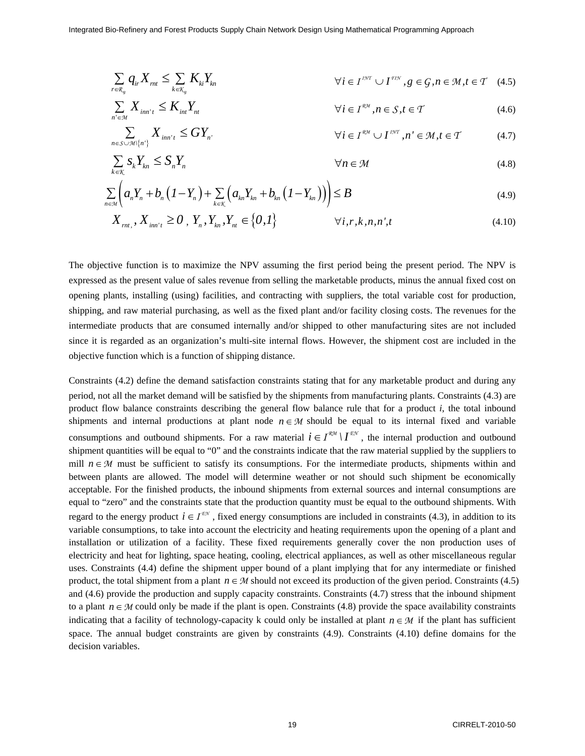$$\sum_{r \in \mathcal{R}_g} q_{ir} X_{rnt} \leq \sum_{k \in \mathcal{K}_g} K_{ki} Y_{kn} \qquad \forall i \in I^{\mathcal{INT}} \cup I^{\mathcal{FIN}}, g \in \mathcal{G}, n \in \mathcal{M}, t \in \mathcal{T} \quad (4.5)$$

$$\sum_{n' \in \mathcal{M}} X_{inn't} \leq K_{int} Y_{nt} \qquad \forall i \in I^{\mathcal{RM}}, n \in \mathcal{S}, t \in \mathcal{T} \quad (4.6)$$

$$\sum_{n \in \mathcal{S} \cup \mathcal{M} \setminus \{n'\}} X_{inn't} \leq G Y_{n'} \qquad \forall i \in I^{\mathcal{RM}} \cup I^{\mathcal{INT}}, n' \in \mathcal{M}, t \in \mathcal{T} \quad (4.7)$$

$$\sum_{k \in \mathcal{K}} s_k Y_{kn} \leq S_n Y_n \qquad \forall n \in \mathcal{M} \quad (4.8)$$

$$\sum_{n \in \mathcal{M}} \left( a_n Y_n + b_n \left( 1 - Y_n \right) + \sum_{k \in \mathcal{K}} \left( a_{kn} Y_{kn} + b_{kn} \left( 1 - Y_{kn} \right) \right) \right) \leq B \quad (4.9)$$

$$X_{rnt}, X_{inn't} \geq 0, \; Y_n, Y_{kn}, Y_{nt} \in \{0,1\} \qquad \forall i, r, k, n, n', t \quad (4.10)$$

The objective function is to maximize the NPV assuming the first period being the present period. The NPV is expressed as the present value of sales revenue from selling the marketable products, minus the annual fixed cost on opening plants, installing (using) facilities, and contracting with suppliers, the total variable cost for production, shipping, and raw material purchasing, as well as the fixed plant and/or facility closing costs. The revenues for the intermediate products that are consumed internally and/or shipped to other manufacturing sites are not included since it is regarded as an organization's multi-site internal flows. However, the shipment cost are included in the objective function which is a function of shipping distance.

Constraints (4.2) define the demand satisfaction constraints stating that for any marketable product and during any period, not all the market demand will be satisfied by the shipments from manufacturing plants. Constraints (4.3) are product flow balance constraints describing the general flow balance rule that for a product $i$, the total inbound shipments and internal productions at plant node $n \in \mathcal{M}$ should be equal to its internal fixed and variable consumptions and outbound shipments. For a raw material $i \in I^{\mathcal{RM}} \setminus I^{\mathcal{EN}}$, the internal production and outbound shipment quantities will be equal to "0" and the constraints indicate that the raw material supplied by the suppliers to mill $n \in \mathcal{M}$ must be sufficient to satisfy its consumptions. For the intermediate products, shipments within and between plants are allowed. The model will determine weather or not should such shipment be economically acceptable. For the finished products, the inbound shipments from external sources and internal consumptions are equal to "zero" and the constraints state that the production quantity must be equal to the outbound shipments. With regard to the energy product $i \in I^{\mathcal{EN}}$, fixed energy consumptions are included in constraints (4.3), in addition to its variable consumptions, to take into account the electricity and heating requirements upon the opening of a plant and installation or utilization of a facility. These fixed requirements generally cover the non production uses of electricity and heat for lighting, space heating, cooling, electrical appliances, as well as other miscellaneous regular uses. Constraints (4.4) define the shipment upper bound of a plant implying that for any intermediate or finished product, the total shipment from a plant $n \in \mathcal{M}$ should not exceed its production of the given period. Constraints (4.5) and (4.6) provide the production and supply capacity constraints. Constraints (4.7) stress that the inbound shipment to a plant $n \in \mathcal{M}$ could only be made if the plant is open. Constraints (4.8) provide the space availability constraints indicating that a facility of technology-capacity k could only be installed at plant $n \in \mathcal{M}$ if the plant has sufficient space. The annual budget constraints are given by constraints (4.9). Constraints (4.10) define domains for the decision variables.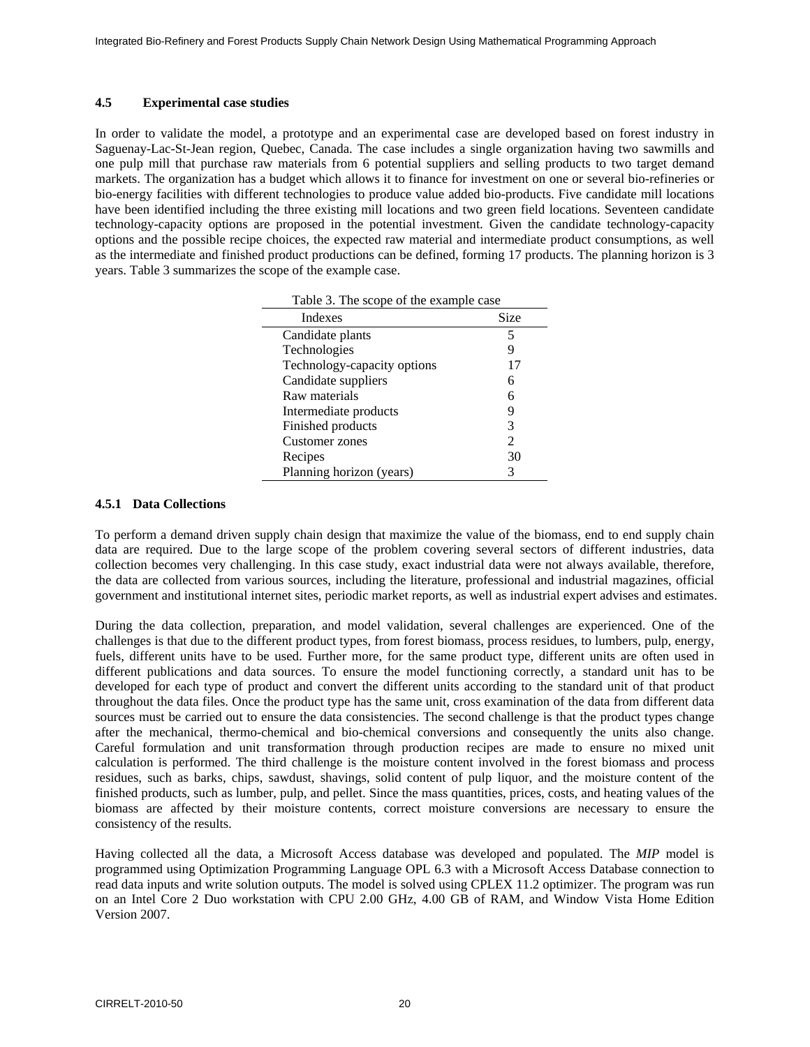### 4.5 Experimental case studies

In order to validate the model, a prototype and an experimental case are developed based on forest industry in Saguenay-Lac-St-Jean region, Quebec, Canada. The case includes a single organization having two sawmills and one pulp mill that purchase raw materials from 6 potential suppliers and selling products to two target demand markets. The organization has a budget which allows it to finance for investment on one or several bio-refineries or bio-energy facilities with different technologies to produce value added bio-products. Five candidate mill locations have been identified including the three existing mill locations and two green field locations. Seventeen candidate technology-capacity options are proposed in the potential investment. Given the candidate technology-capacity options and the possible recipe choices, the expected raw material and intermediate product consumptions, as well as the intermediate and finished product productions can be defined, forming 17 products. The planning horizon is 3 years. Table 3 summarizes the scope of the example case.

Table 3. The scope of the example case

| Indexes | Size |
|---|---|
| Candidate plants | 5 |
| Technologies | 9 |
| Technology-capacity options | 17 |
| Candidate suppliers | 6 |
| Raw materials | 6 |
| Intermediate products | 9 |
| Finished products | 3 |
| Customer zones | 2 |
| Recipes | 30 |
| Planning horizon (years) | 3 |

#### 4.5.1 Data Collections

To perform a demand driven supply chain design that maximize the value of the biomass, end to end supply chain data are required. Due to the large scope of the problem covering several sectors of different industries, data collection becomes very challenging. In this case study, exact industrial data were not always available, therefore, the data are collected from various sources, including the literature, professional and industrial magazines, official government and institutional internet sites, periodic market reports, as well as industrial expert advises and estimates.

During the data collection, preparation, and model validation, several challenges are experienced. One of the challenges is that due to the different product types, from forest biomass, process residues, to lumbers, pulp, energy, fuels, different units have to be used. Further more, for the same product type, different units are often used in different publications and data sources. To ensure the model functioning correctly, a standard unit has to be developed for each type of product and convert the different units according to the standard unit of that product throughout the data files. Once the product type has the same unit, cross examination of the data from different data sources must be carried out to ensure the data consistencies. The second challenge is that the product types change after the mechanical, thermo-chemical and bio-chemical conversions and consequently the units also change. Careful formulation and unit transformation through production recipes are made to ensure no mixed unit calculation is performed. The third challenge is the moisture content involved in the forest biomass and process residues, such as barks, chips, sawdust, shavings, solid content of pulp liquor, and the moisture content of the finished products, such as lumber, pulp, and pellet. Since the mass quantities, prices, costs, and heating values of the biomass are affected by their moisture contents, correct moisture conversions are necessary to ensure the consistency of the results.

Having collected all the data, a Microsoft Access database was developed and populated. The *MIP* model is programmed using Optimization Programming Language OPL 6.3 with a Microsoft Access Database connection to read data inputs and write solution outputs. The model is solved using CPLEX 11.2 optimizer. The program was run on an Intel Core 2 Duo workstation with CPU 2.00 GHz, 4.00 GB of RAM, and Window Vista Home Edition Version 2007.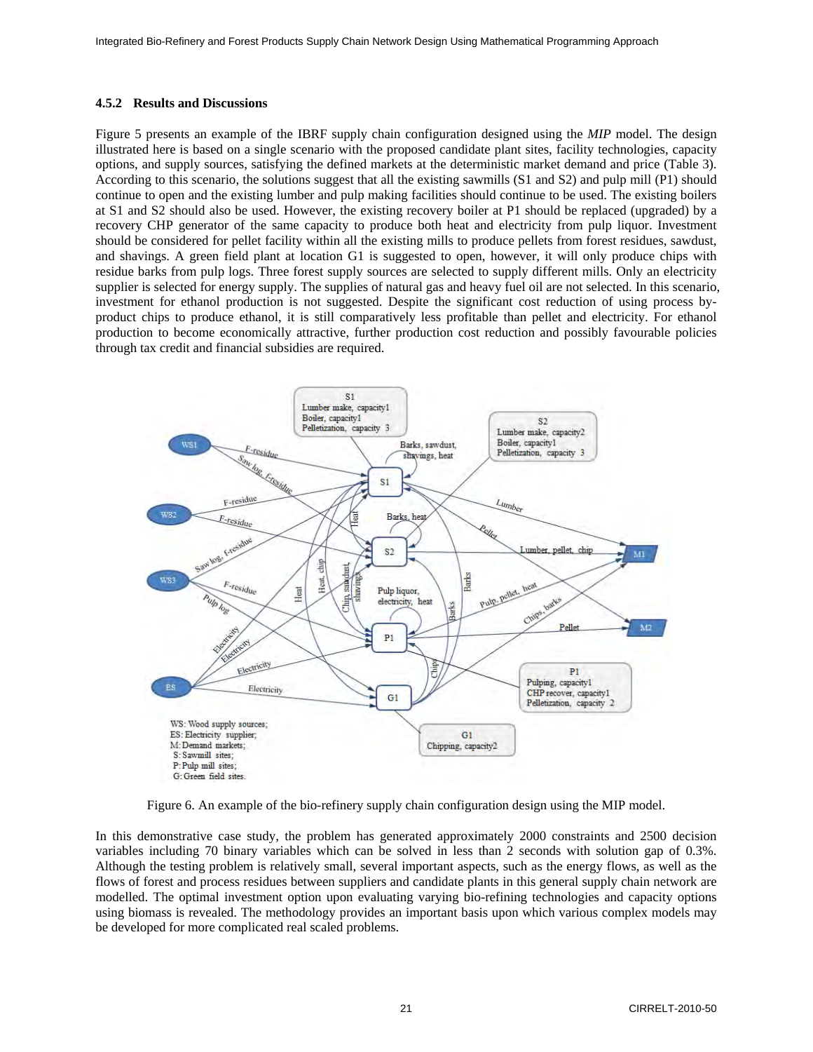### 4.5.2 Results and Discussions

Figure 5 presents an example of the IBRF supply chain configuration designed using the *MIP* model. The design illustrated here is based on a single scenario with the proposed candidate plant sites, facility technologies, capacity options, and supply sources, satisfying the defined markets at the deterministic market demand and price (Table 3). According to this scenario, the solutions suggest that all the existing sawmills (S1 and S2) and pulp mill (P1) should continue to open and the existing lumber and pulp making facilities should continue to be used. The existing boilers at S1 and S2 should also be used. However, the existing recovery boiler at P1 should be replaced (upgraded) by a recovery CHP generator of the same capacity to produce both heat and electricity from pulp liquor. Investment should be considered for pellet facility within all the existing mills to produce pellets from forest residues, sawdust, and shavings. A green field plant at location G1 is suggested to open, however, it will only produce chips with residue barks from pulp logs. Three forest supply sources are selected to supply different mills. Only an electricity supplier is selected for energy supply. The supplies of natural gas and heavy fuel oil are not selected. In this scenario, investment for ethanol production is not suggested. Despite the significant cost reduction of using process by-product chips to produce ethanol, it is still comparatively less profitable than pellet and electricity. For ethanol production to become economically attractive, further production cost reduction and possibly favourable policies through tax credit and financial subsidies are required.

Figure 6. An example of the bio-refinery supply chain configuration design using the MIP model.

In this demonstrative case study, the problem has generated approximately 2000 constraints and 2500 decision variables including 70 binary variables which can be solved in less than 2 seconds with solution gap of 0.3%. Although the testing problem is relatively small, several important aspects, such as the energy flows, as well as the flows of forest and process residues between suppliers and candidate plants in this general supply chain network are modelled. The optimal investment option upon evaluating varying bio-refining technologies and capacity options using biomass is revealed. The methodology provides an important basis upon which various complex models may be developed for more complicated real scaled problems.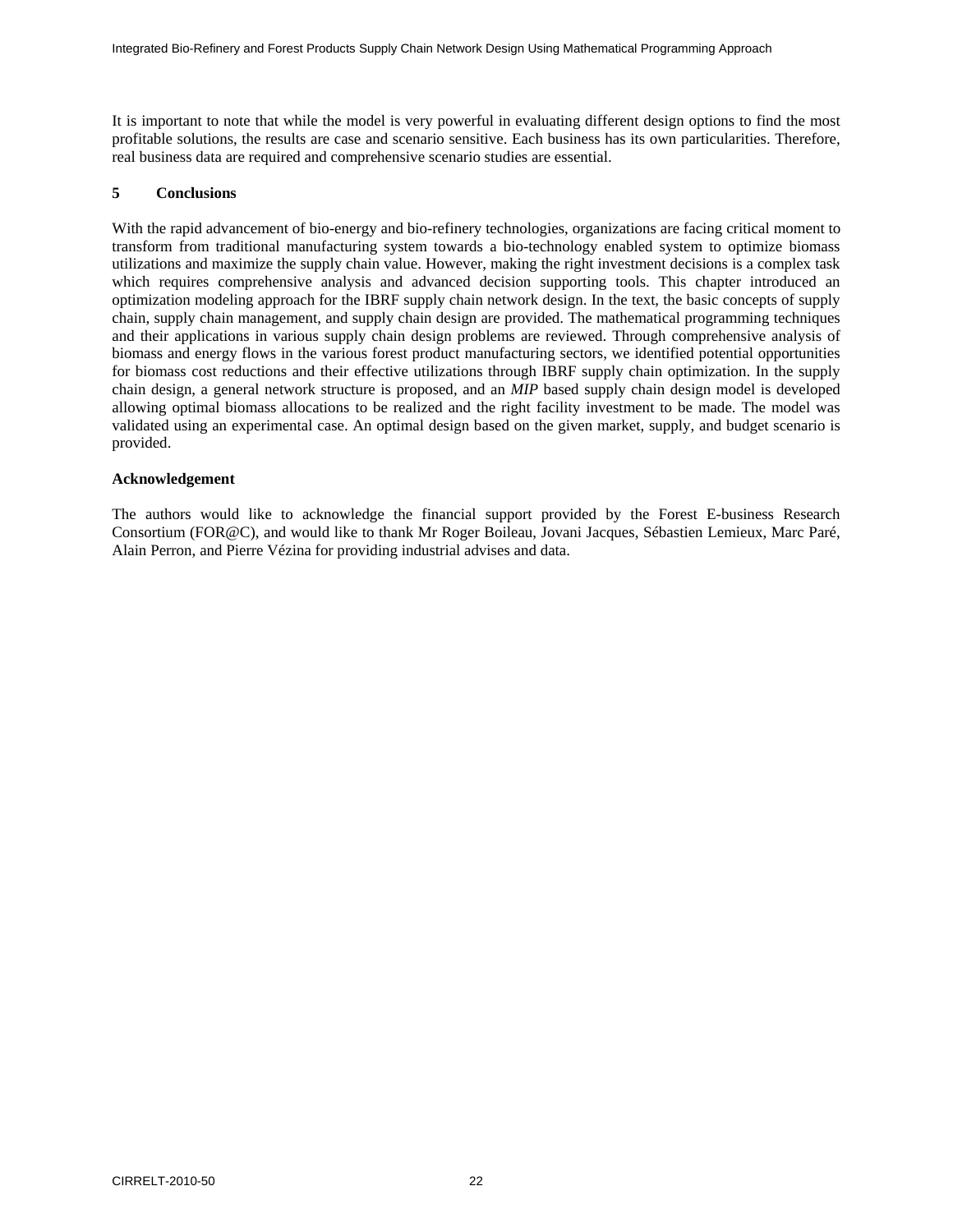It is important to note that while the model is very powerful in evaluating different design options to find the most profitable solutions, the results are case and scenario sensitive. Each business has its own particularities. Therefore, real business data are required and comprehensive scenario studies are essential.

## 5 Conclusions

With the rapid advancement of bio-energy and bio-refinery technologies, organizations are facing critical moment to transform from traditional manufacturing system towards a bio-technology enabled system to optimize biomass utilizations and maximize the supply chain value. However, making the right investment decisions is a complex task which requires comprehensive analysis and advanced decision supporting tools. This chapter introduced an optimization modeling approach for the IBRF supply chain network design. In the text, the basic concepts of supply chain, supply chain management, and supply chain design are provided. The mathematical programming techniques and their applications in various supply chain design problems are reviewed. Through comprehensive analysis of biomass and energy flows in the various forest product manufacturing sectors, we identified potential opportunities for biomass cost reductions and their effective utilizations through IBRF supply chain optimization. In the supply chain design, a general network structure is proposed, and an *MIP* based supply chain design model is developed allowing optimal biomass allocations to be realized and the right facility investment to be made. The model was validated using an experimental case. An optimal design based on the given market, supply, and budget scenario is provided.

**Acknowledgement**

The authors would like to acknowledge the financial support provided by the Forest E-business Research Consortium (FOR@C), and would like to thank Mr Roger Boileau, Jovani Jacques, Sébastien Lemieux, Marc Paré, Alain Perron, and Pierre Vézina for providing industrial advises and data.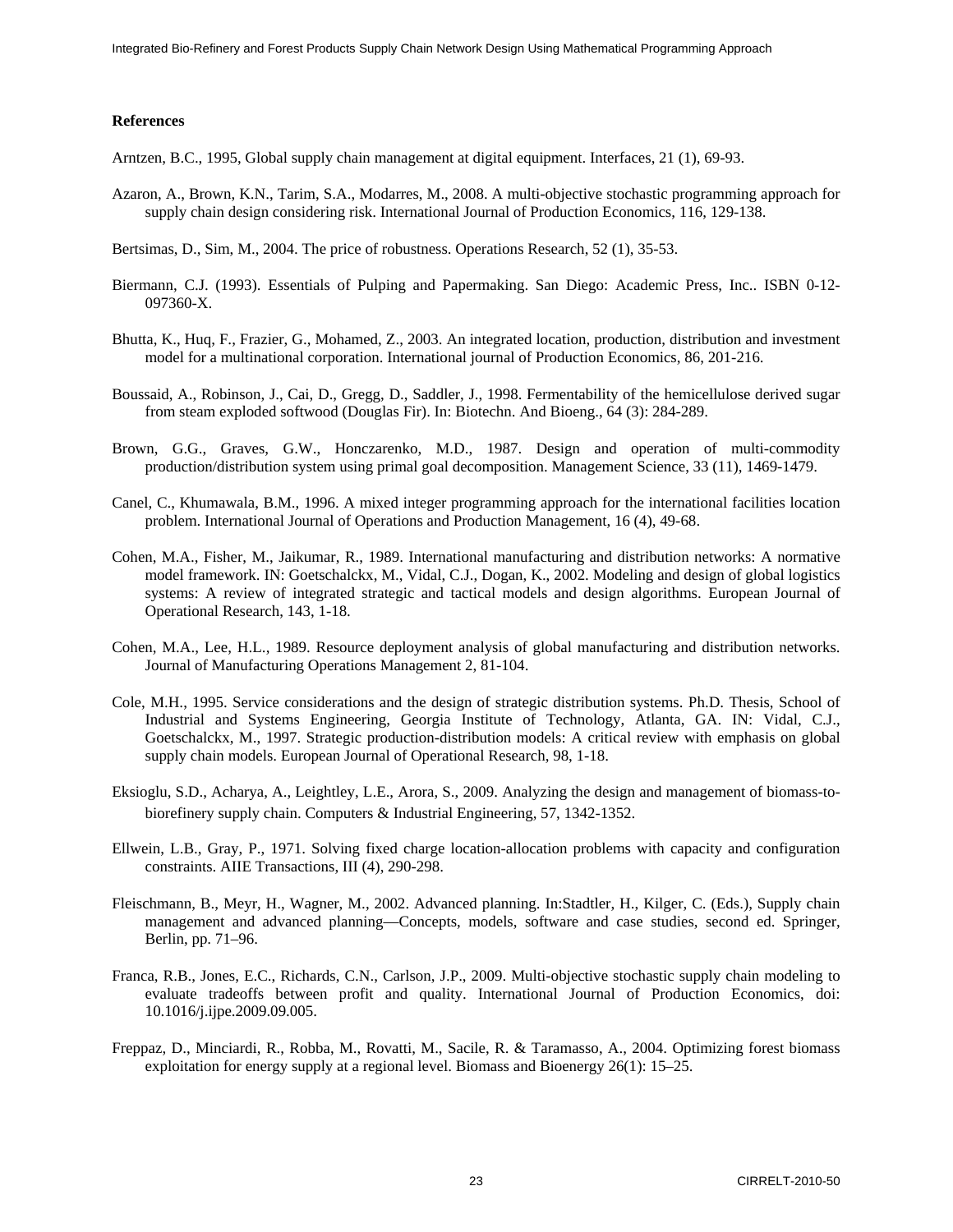**References**

Arntzen, B.C., 1995, Global supply chain management at digital equipment. Interfaces, 21 (1), 69-93.

Azaron, A., Brown, K.N., Tarim, S.A., Modarres, M., 2008. A multi-objective stochastic programming approach for supply chain design considering risk. International Journal of Production Economics, 116, 129-138.

Bertsimas, D., Sim, M., 2004. The price of robustness. Operations Research, 52 (1), 35-53.

Biermann, C.J. (1993). Essentials of Pulping and Papermaking. San Diego: Academic Press, Inc.. ISBN 0-12-097360-X.

Bhutta, K., Huq, F., Frazier, G., Mohamed, Z., 2003. An integrated location, production, distribution and investment model for a multinational corporation. International journal of Production Economics, 86, 201-216.

Boussaid, A., Robinson, J., Cai, D., Gregg, D., Saddler, J., 1998. Fermentability of the hemicellulose derived sugar from steam exploded softwood (Douglas Fir). In: Biotechn. And Bioeng., 64 (3): 284-289.

Brown, G.G., Graves, G.W., Honczarenko, M.D., 1987. Design and operation of multi-commodity production/distribution system using primal goal decomposition. Management Science, 33 (11), 1469-1479.

Canel, C., Khumawala, B.M., 1996. A mixed integer programming approach for the international facilities location problem. International Journal of Operations and Production Management, 16 (4), 49-68.

Cohen, M.A., Fisher, M., Jaikumar, R., 1989. International manufacturing and distribution networks: A normative model framework. IN: Goetschalckx, M., Vidal, C.J., Dogan, K., 2002. Modeling and design of global logistics systems: A review of integrated strategic and tactical models and design algorithms. European Journal of Operational Research, 143, 1-18.

Cohen, M.A., Lee, H.L., 1989. Resource deployment analysis of global manufacturing and distribution networks. Journal of Manufacturing Operations Management 2, 81-104.

Cole, M.H., 1995. Service considerations and the design of strategic distribution systems. Ph.D. Thesis, School of Industrial and Systems Engineering, Georgia Institute of Technology, Atlanta, GA. IN: Vidal, C.J., Goetschalckx, M., 1997. Strategic production-distribution models: A critical review with emphasis on global supply chain models. European Journal of Operational Research, 98, 1-18.

Eksioglu, S.D., Acharya, A., Leightley, L.E., Arora, S., 2009. Analyzing the design and management of biomass-to-biorefinery supply chain. Computers & Industrial Engineering, 57, 1342-1352.

Ellwein, L.B., Gray, P., 1971. Solving fixed charge location-allocation problems with capacity and configuration constraints. AIIE Transactions, III (4), 290-298.

Fleischmann, B., Meyr, H., Wagner, M., 2002. Advanced planning. In:Stadtler, H., Kilger, C. (Eds.), Supply chain management and advanced planning—Concepts, models, software and case studies, second ed. Springer, Berlin, pp. 71–96.

Franca, R.B., Jones, E.C., Richards, C.N., Carlson, J.P., 2009. Multi-objective stochastic supply chain modeling to evaluate tradeoffs between profit and quality. International Journal of Production Economics, doi: 10.1016/j.ijpe.2009.09.005.

Freppaz, D., Minciardi, R., Robba, M., Rovatti, M., Sacile, R. & Taramasso, A., 2004. Optimizing forest biomass exploitation for energy supply at a regional level. Biomass and Bioenergy 26(1): 15–25.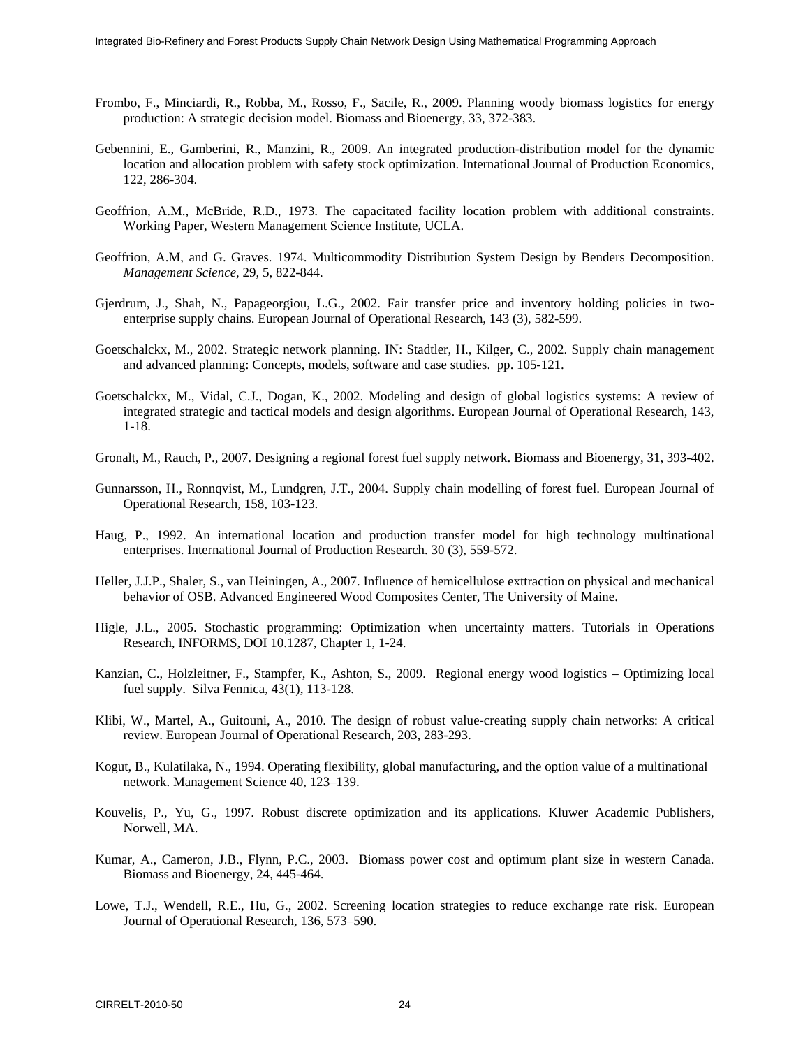Frombo, F., Minciardi, R., Robba, M., Rosso, F., Sacile, R., 2009. Planning woody biomass logistics for energy production: A strategic decision model. Biomass and Bioenergy, 33, 372-383.

Gebennini, E., Gamberini, R., Manzini, R., 2009. An integrated production-distribution model for the dynamic location and allocation problem with safety stock optimization. International Journal of Production Economics, 122, 286-304.

Geoffrion, A.M., McBride, R.D., 1973. The capacitated facility location problem with additional constraints. Working Paper, Western Management Science Institute, UCLA.

Geoffrion, A.M, and G. Graves. 1974. Multicommodity Distribution System Design by Benders Decomposition. *Management Science*, 29, 5, 822-844.

Gjerdrum, J., Shah, N., Papageorgiou, L.G., 2002. Fair transfer price and inventory holding policies in two-enterprise supply chains. European Journal of Operational Research, 143 (3), 582-599.

Goetschalckx, M., 2002. Strategic network planning. IN: Stadtler, H., Kilger, C., 2002. Supply chain management and advanced planning: Concepts, models, software and case studies. pp. 105-121.

Goetschalckx, M., Vidal, C.J., Dogan, K., 2002. Modeling and design of global logistics systems: A review of integrated strategic and tactical models and design algorithms. European Journal of Operational Research, 143, 1-18.

Gronalt, M., Rauch, P., 2007. Designing a regional forest fuel supply network. Biomass and Bioenergy, 31, 393-402.

Gunnarsson, H., Ronnqvist, M., Lundgren, J.T., 2004. Supply chain modelling of forest fuel. European Journal of Operational Research, 158, 103-123.

Haug, P., 1992. An international location and production transfer model for high technology multinational enterprises. International Journal of Production Research. 30 (3), 559-572.

Heller, J.J.P., Shaler, S., van Heiningen, A., 2007. Influence of hemicellulose exttraction on physical and mechanical behavior of OSB. Advanced Engineered Wood Composites Center, The University of Maine.

Higle, J.L., 2005. Stochastic programming: Optimization when uncertainty matters. Tutorials in Operations Research, INFORMS, DOI 10.1287, Chapter 1, 1-24.

Kanzian, C., Holzleitner, F., Stampfer, K., Ashton, S., 2009. Regional energy wood logistics – Optimizing local fuel supply. Silva Fennica, 43(1), 113-128.

Klibi, W., Martel, A., Guitouni, A., 2010. The design of robust value-creating supply chain networks: A critical review. European Journal of Operational Research, 203, 283-293.

Kogut, B., Kulatilaka, N., 1994. Operating flexibility, global manufacturing, and the option value of a multinational network. Management Science 40, 123–139.

Kouvelis, P., Yu, G., 1997. Robust discrete optimization and its applications. Kluwer Academic Publishers, Norwell, MA.

Kumar, A., Cameron, J.B., Flynn, P.C., 2003. Biomass power cost and optimum plant size in western Canada. Biomass and Bioenergy, 24, 445-464.

Lowe, T.J., Wendell, R.E., Hu, G., 2002. Screening location strategies to reduce exchange rate risk. European Journal of Operational Research, 136, 573–590.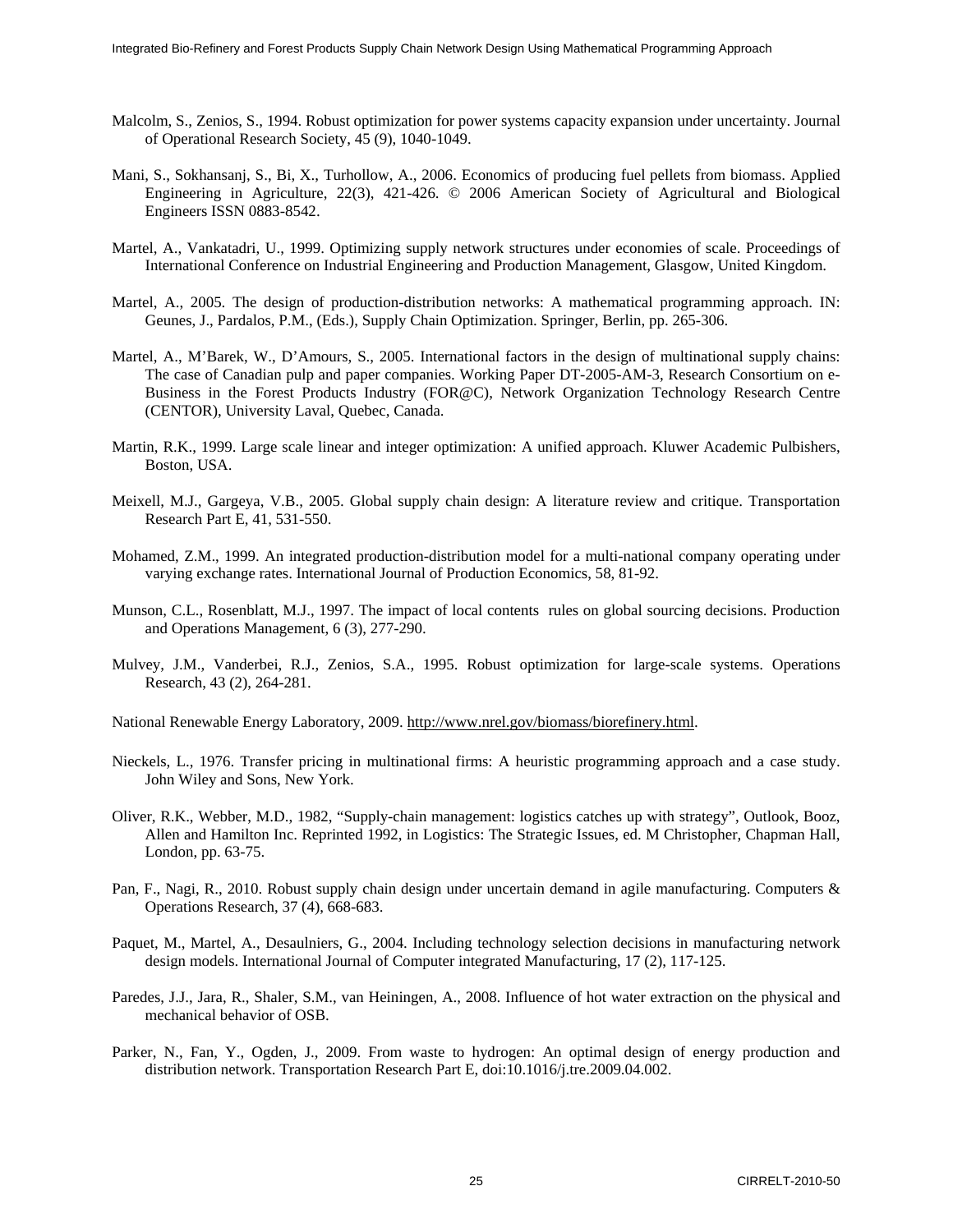Malcolm, S., Zenios, S., 1994. Robust optimization for power systems capacity expansion under uncertainty. Journal of Operational Research Society, 45 (9), 1040-1049.

Mani, S., Sokhansanj, S., Bi, X., Turhollow, A., 2006. Economics of producing fuel pellets from biomass. Applied Engineering in Agriculture, 22(3), 421-426. © 2006 American Society of Agricultural and Biological Engineers ISSN 0883-8542.

Martel, A., Vankatadri, U., 1999. Optimizing supply network structures under economies of scale. Proceedings of International Conference on Industrial Engineering and Production Management, Glasgow, United Kingdom.

Martel, A., 2005. The design of production-distribution networks: A mathematical programming approach. IN: Geunes, J., Pardalos, P.M., (Eds.), Supply Chain Optimization. Springer, Berlin, pp. 265-306.

Martel, A., M'Barek, W., D'Amours, S., 2005. International factors in the design of multinational supply chains: The case of Canadian pulp and paper companies. Working Paper DT-2005-AM-3, Research Consortium on e-Business in the Forest Products Industry (FOR@C), Network Organization Technology Research Centre (CENTOR), University Laval, Quebec, Canada.

Martin, R.K., 1999. Large scale linear and integer optimization: A unified approach. Kluwer Academic Pulbishers, Boston, USA.

Meixell, M.J., Gargeya, V.B., 2005. Global supply chain design: A literature review and critique. Transportation Research Part E, 41, 531-550.

Mohamed, Z.M., 1999. An integrated production-distribution model for a multi-national company operating under varying exchange rates. International Journal of Production Economics, 58, 81-92.

Munson, C.L., Rosenblatt, M.J., 1997. The impact of local contents rules on global sourcing decisions. Production and Operations Management, 6 (3), 277-290.

Mulvey, J.M., Vanderbei, R.J., Zenios, S.A., 1995. Robust optimization for large-scale systems. Operations Research, 43 (2), 264-281.

National Renewable Energy Laboratory, 2009. http://www.nrel.gov/biomass/biorefinery.html.

Nieckels, L., 1976. Transfer pricing in multinational firms: A heuristic programming approach and a case study. John Wiley and Sons, New York.

Oliver, R.K., Webber, M.D., 1982, "Supply-chain management: logistics catches up with strategy", Outlook, Booz, Allen and Hamilton Inc. Reprinted 1992, in Logistics: The Strategic Issues, ed. M Christopher, Chapman Hall, London, pp. 63-75.

Pan, F., Nagi, R., 2010. Robust supply chain design under uncertain demand in agile manufacturing. Computers & Operations Research, 37 (4), 668-683.

Paquet, M., Martel, A., Desaulniers, G., 2004. Including technology selection decisions in manufacturing network design models. International Journal of Computer integrated Manufacturing, 17 (2), 117-125.

Paredes, J.J., Jara, R., Shaler, S.M., van Heiningen, A., 2008. Influence of hot water extraction on the physical and mechanical behavior of OSB.

Parker, N., Fan, Y., Ogden, J., 2009. From waste to hydrogen: An optimal design of energy production and distribution network. Transportation Research Part E, doi:10.1016/j.tre.2009.04.002.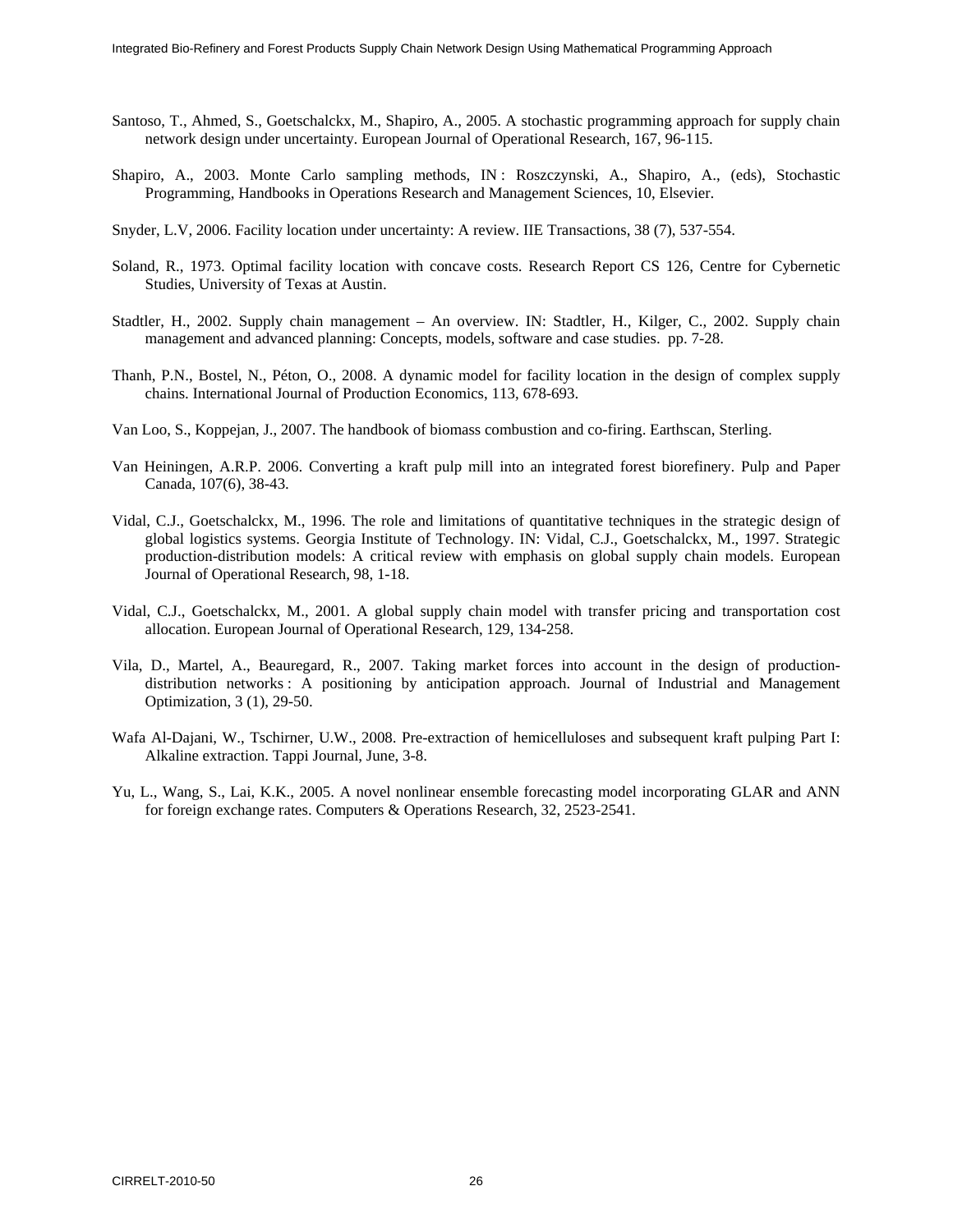Santoso, T., Ahmed, S., Goetschalckx, M., Shapiro, A., 2005. A stochastic programming approach for supply chain network design under uncertainty. European Journal of Operational Research, 167, 96-115.

Shapiro, A., 2003. Monte Carlo sampling methods, IN : Roszczynski, A., Shapiro, A., (eds), Stochastic Programming, Handbooks in Operations Research and Management Sciences, 10, Elsevier.

Snyder, L.V, 2006. Facility location under uncertainty: A review. IIE Transactions, 38 (7), 537-554.

Soland, R., 1973. Optimal facility location with concave costs. Research Report CS 126, Centre for Cybernetic Studies, University of Texas at Austin.

Stadtler, H., 2002. Supply chain management – An overview. IN: Stadtler, H., Kilger, C., 2002. Supply chain management and advanced planning: Concepts, models, software and case studies. pp. 7-28.

Thanh, P.N., Bostel, N., Péton, O., 2008. A dynamic model for facility location in the design of complex supply chains. International Journal of Production Economics, 113, 678-693.

Van Loo, S., Koppejan, J., 2007. The handbook of biomass combustion and co-firing. Earthscan, Sterling.

Van Heiningen, A.R.P. 2006. Converting a kraft pulp mill into an integrated forest biorefinery. Pulp and Paper Canada, 107(6), 38-43.

Vidal, C.J., Goetschalckx, M., 1996. The role and limitations of quantitative techniques in the strategic design of global logistics systems. Georgia Institute of Technology. IN: Vidal, C.J., Goetschalckx, M., 1997. Strategic production-distribution models: A critical review with emphasis on global supply chain models. European Journal of Operational Research, 98, 1-18.

Vidal, C.J., Goetschalckx, M., 2001. A global supply chain model with transfer pricing and transportation cost allocation. European Journal of Operational Research, 129, 134-258.

Vila, D., Martel, A., Beauregard, R., 2007. Taking market forces into account in the design of production-distribution networks : A positioning by anticipation approach. Journal of Industrial and Management Optimization, 3 (1), 29-50.

Wafa Al-Dajani, W., Tschirner, U.W., 2008. Pre-extraction of hemicelluloses and subsequent kraft pulping Part I: Alkaline extraction. Tappi Journal, June, 3-8.

Yu, L., Wang, S., Lai, K.K., 2005. A novel nonlinear ensemble forecasting model incorporating GLAR and ANN for foreign exchange rates. Computers & Operations Research, 32, 2523-2541.